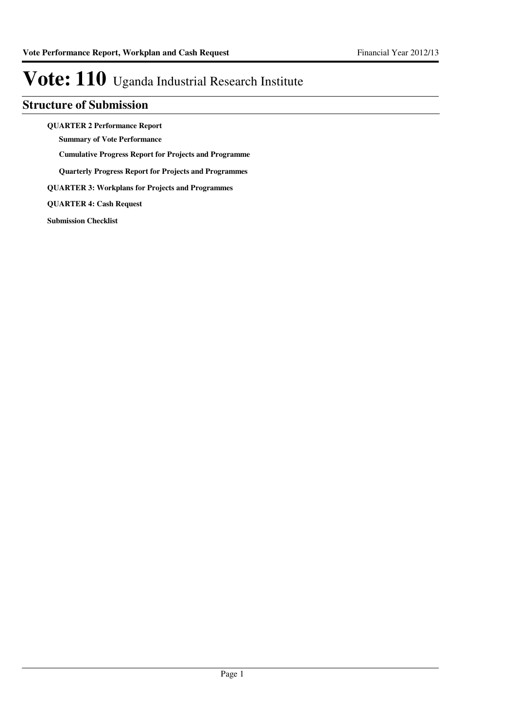# Vote: 110 Uganda Industrial Research Institute

## Structure of Submission

**QUARTER 2 Performance Report**

- **Summary of Vote Performance**
- **Cumulative Progress Report for Projects and Programme**
- **Quarterly Progress Report for Projects and Programmes**

**QUARTER 3: Workplans for Projects and Programmes**

**QUARTER 4: Cash Request**

**Submission Checklist**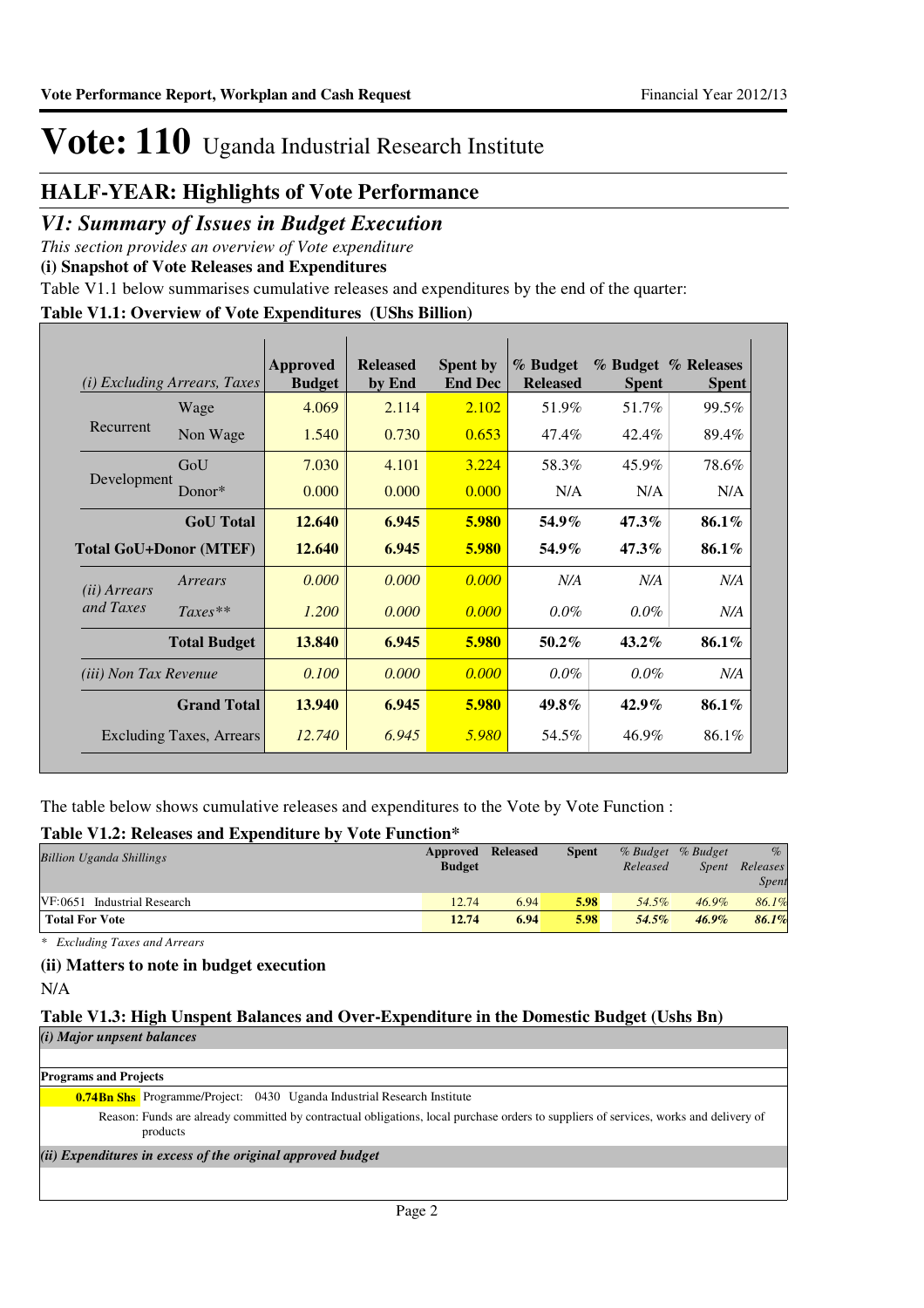# Vote: 110 Uganda Industrial Research Institute

## HALF-YEAR: Highlights of Vote Performance

### *V1: Summary of Issues in Budget Execution*

*This section provides an overview of Vote expenditure*

**(i) Snapshot of Vote Releases and Expenditures**

Table V1.1 below summarises cumulative releases and expenditures by the end of the quarter:

**Table V1.1: Overview of Vote Expenditures (UShs Billion)**

| *(i) Excluding Arrears, Taxes* | | Approved Budget | Released by End | Spent by End Dec | % Budget Released | % Budget Spent | % Releases Spent |
|---|---|---|---|---|---|---|---|
| Recurrent | Wage | 4.069 | 2.114 | 2.102 | 51.9% | 51.7% | 99.5% |
| | Non Wage | 1.540 | 0.730 | 0.653 | 47.4% | 42.4% | 89.4% |
| Development | GoU | 7.030 | 4.101 | 3.224 | 58.3% | 45.9% | 78.6% |
| | Donor* | 0.000 | 0.000 | 0.000 | N/A | N/A | N/A |
| | **GoU Total** | **12.640** | **6.945** | **5.980** | **54.9%** | **47.3%** | **86.1%** |
| **Total GoU+Donor (MTEF)** | | **12.640** | **6.945** | **5.980** | **54.9%** | **47.3%** | **86.1%** |
| *(ii) Arrears and Taxes* | *Arrears* | *0.000* | *0.000* | *0.000* | *N/A* | *N/A* | *N/A* |
| | *Taxes*** | *1.200* | *0.000* | *0.000* | *0.0%* | *0.0%* | *N/A* |
| | **Total Budget** | **13.840** | **6.945** | **5.980** | **50.2%** | **43.2%** | **86.1%** |
| *(iii) Non Tax Revenue* | | *0.100* | *0.000* | *0.000* | *0.0%* | *0.0%* | *N/A* |
| | **Grand Total** | **13.940** | **6.945** | **5.980** | **49.8%** | **42.9%** | **86.1%** |
| | Excluding Taxes, Arrears | *12.740* | *6.945* | *5.980* | 54.5% | 46.9% | 86.1% |

The table below shows cumulative releases and expenditures to the Vote by Vote Function :

**Table V1.2: Releases and Expenditure by Vote Function***

| *Billion Uganda Shillings* | Approved Budget | Released | Spent | *% Budget Released* | *% Budget Spent* | *% Releases Spent* |
|---|---|---|---|---|---|---|
| VF:0651 Industrial Research | 12.74 | 6.94 | **5.98** | *54.5%* | *46.9%* | *86.1%* |
| **Total For Vote** | **12.74** | **6.94** | **5.98** | ***54.5%*** | ***46.9%*** | ***86.1%*** |

\* *Excluding Taxes and Arrears*

**(ii) Matters to note in budget execution**

N/A

**Table V1.3: High Unspent Balances and Over-Expenditure in the Domestic Budget (Ushs Bn)**

***(i) Major unpsent balances***

**Programs and Projects**

**0.74Bn Shs** Programme/Project: 0430 Uganda Industrial Research Institute

Reason: Funds are already committed by contractual obligations, local purchase orders to suppliers of services, works and delivery of products

***(ii) Expenditures in excess of the original approved budget***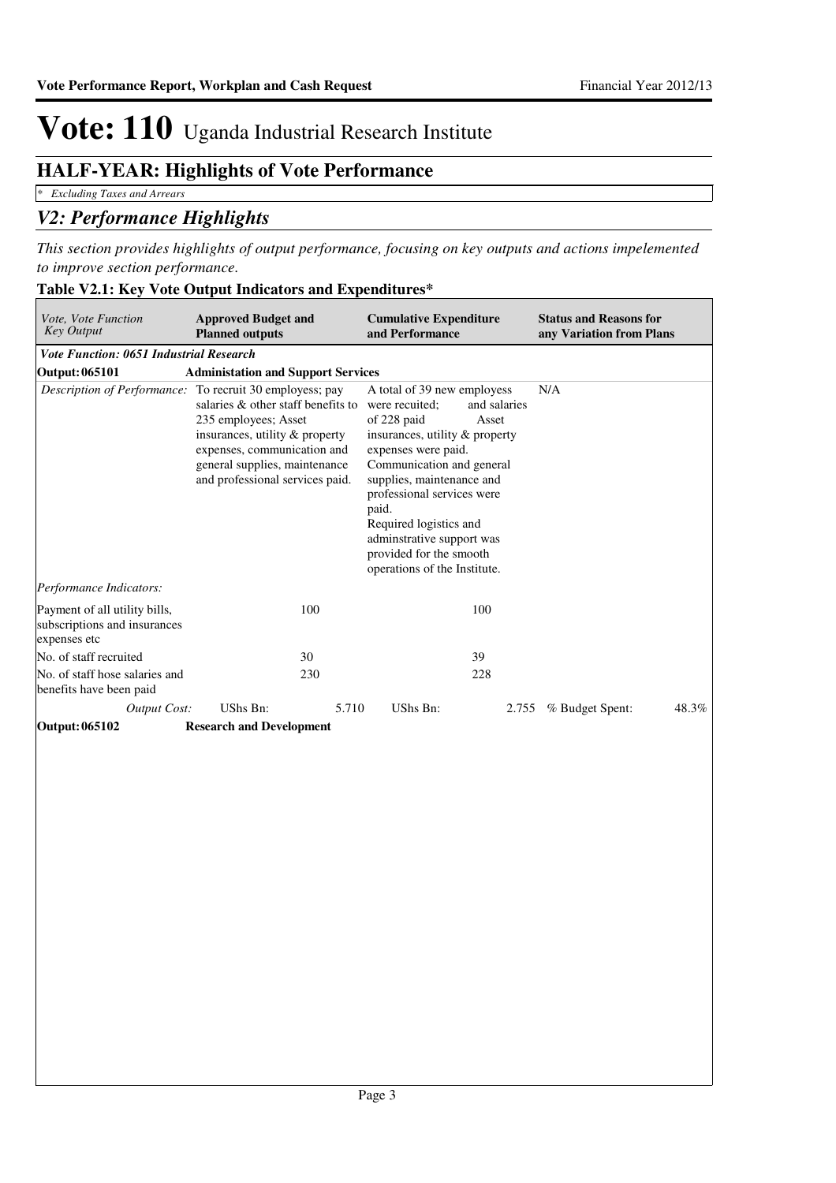# Vote: 110 Uganda Industrial Research Institute

## HALF-YEAR: Highlights of Vote Performance

*\* Excluding Taxes and Arrears*

## *V2: Performance Highlights*

*This section provides highlights of output performance, focusing on key outputs and actions impelemented to improve section performance.*

### Table V2.1: Key Vote Output Indicators and Expenditures*

| *Vote, Vote Function Key Output* | **Approved Budget and Planned outputs** | **Cumulative Expenditure and Performance** | **Status and Reasons for any Variation from Plans** |
|---|---|---|---|
| ***Vote Function: 0651 Industrial Research*** | | | |
| **Output: 065101** | **Administation and Support Services** | | |
| *Description of Performance:* | To recruit 30 employess; pay salaries & other staff benefits to 235 employees; Asset insurances, utility & property expenses, communication and general supplies, maintenance and professional services paid. | A total of 39 new employess were recuited; and salaries of 228 paid Asset insurances, utility & property expenses were paid. Communication and general supplies, maintenance and professional services were paid. Required logistics and adminstrative support was provided for the smooth operations of the Institute. | N/A |
| *Performance Indicators:* | | | |
| Payment of all utility bills, subscriptions and insurances expenses etc | 100 | 100 | |
| No. of staff recruited | 30 | 39 | |
| No. of staff hose salaries and benefits have been paid | 230 | 228 | |
| *Output Cost:* | UShs Bn: 5.710 | UShs Bn: 2.755 | % Budget Spent: 48.3% |
| **Output: 065102** | **Research and Development** | | |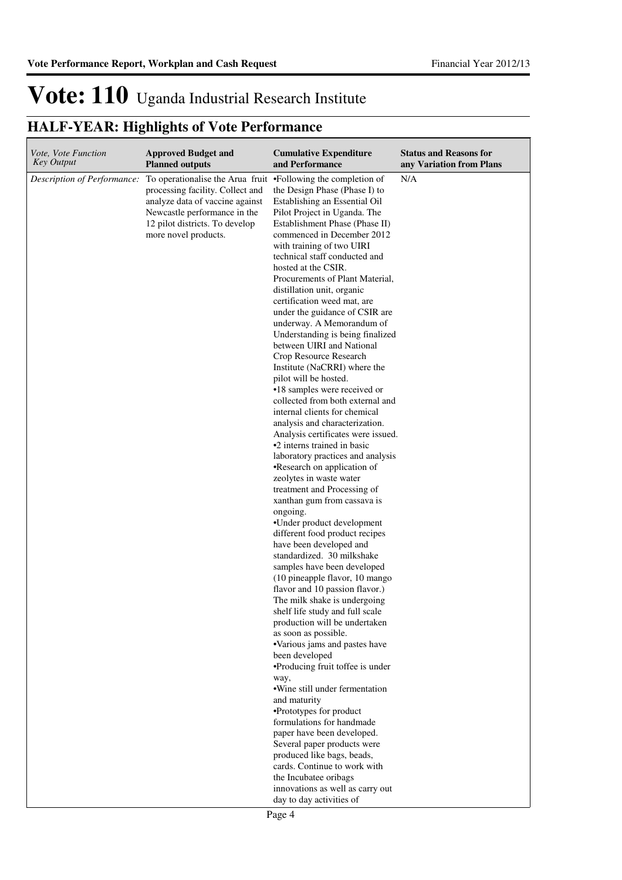# Vote: 110 Uganda Industrial Research Institute

## HALF-YEAR: Highlights of Vote Performance

| *Vote, Vote Function Key Output* | **Approved Budget and Planned outputs** | **Cumulative Expenditure and Performance** | **Status and Reasons for any Variation from Plans** |
|---|---|---|---|
| *Description of Performance:* | To operationalise the Arua fruit processing facility. Collect and analyze data of vaccine against Newcastle performance in the 12 pilot districts. To develop more novel products. | •Following the completion of the Design Phase (Phase I) to Establishing an Essential Oil Pilot Project in Uganda. The Establishment Phase (Phase II) commenced in December 2012 with training of two UIRI technical staff conducted and hosted at the CSIR. Procurements of Plant Material, distillation unit, organic certification weed mat, are under the guidance of CSIR are underway. A Memorandum of Understanding is being finalized between UIRI and National Crop Resource Research Institute (NaCRRI) where the pilot will be hosted.<br>•18 samples were received or collected from both external and internal clients for chemical analysis and characterization. Analysis certificates were issued.<br>•2 interns trained in basic laboratory practices and analysis<br>•Research on application of zeolytes in waste water treatment and Processing of xanthan gum from cassava is ongoing.<br>•Under product development different food product recipes have been developed and standardized. 30 milkshake samples have been developed (10 pineapple flavor, 10 mango flavor and 10 passion flavor.) The milk shake is undergoing shelf life study and full scale production will be undertaken as soon as possible.<br>•Various jams and pastes have been developed<br>•Producing fruit toffee is under way,<br>•Wine still under fermentation and maturity<br>•Prototypes for product formulations for handmade paper have been developed. Several paper products were produced like bags, beads, cards. Continue to work with the Incubatee oribags innovations as well as carry out day to day activities of | N/A |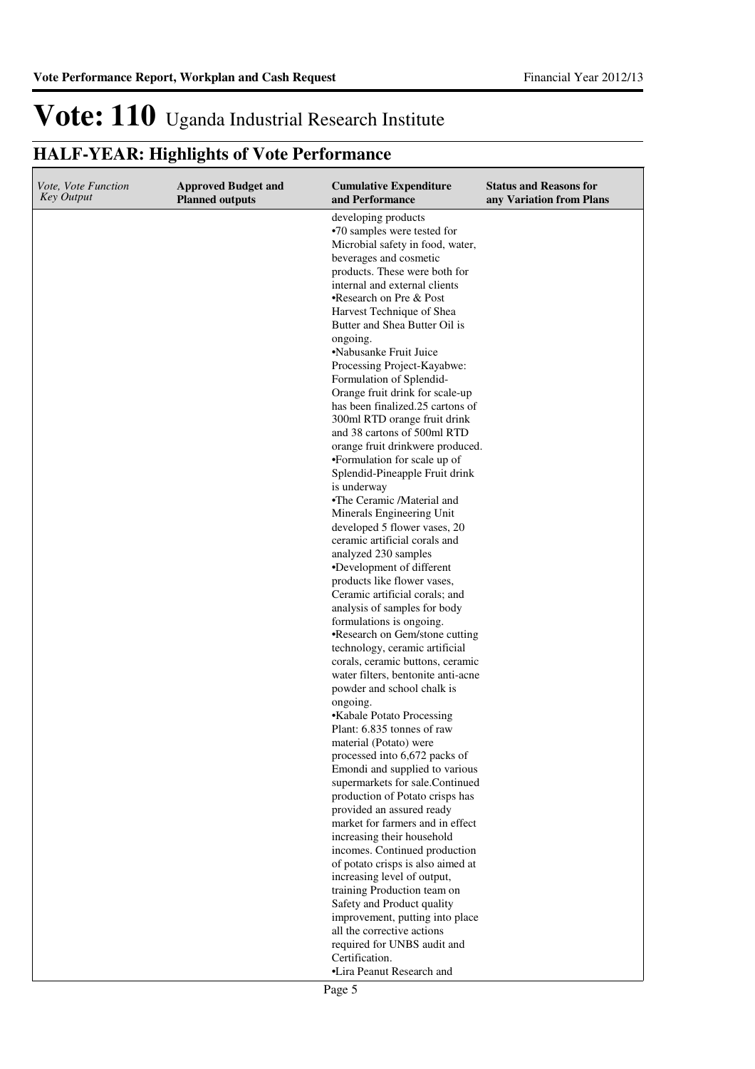# Vote: 110 Uganda Industrial Research Institute

## HALF-YEAR: Highlights of Vote Performance

| *Vote, Vote Function Key Output* | **Approved Budget and Planned outputs** | **Cumulative Expenditure and Performance** | **Status and Reasons for any Variation from Plans** |
|---|---|---|---|
| | | developing products<br>•70 samples were tested for Microbial safety in food, water, beverages and cosmetic products. These were both for internal and external clients<br>•Research on Pre & Post Harvest Technique of Shea Butter and Shea Butter Oil is ongoing.<br>•Nabusanke Fruit Juice Processing Project-Kayabwe: Formulation of Splendid-Orange fruit drink for scale-up has been finalized.25 cartons of 300ml RTD orange fruit drink and 38 cartons of 500ml RTD orange fruit drinkwere produced.<br>•Formulation for scale up of Splendid-Pineapple Fruit drink is underway<br>•The Ceramic /Material and Minerals Engineering Unit developed 5 flower vases, 20 ceramic artificial corals and analyzed 230 samples<br>•Development of different products like flower vases, Ceramic artificial corals; and analysis of samples for body formulations is ongoing.<br>•Research on Gem/stone cutting technology, ceramic artificial corals, ceramic buttons, ceramic water filters, bentonite anti-acne powder and school chalk is ongoing.<br>•Kabale Potato Processing Plant: 6.835 tonnes of raw material (Potato) were processed into 6,672 packs of Emondi and supplied to various supermarkets for sale.Continued production of Potato crisps has provided an assured ready market for farmers and in effect increasing their household incomes. Continued production of potato crisps is also aimed at increasing level of output, training Production team on Safety and Product quality improvement, putting into place all the corrective actions required for UNBS audit and Certification.<br>•Lira Peanut Research and | |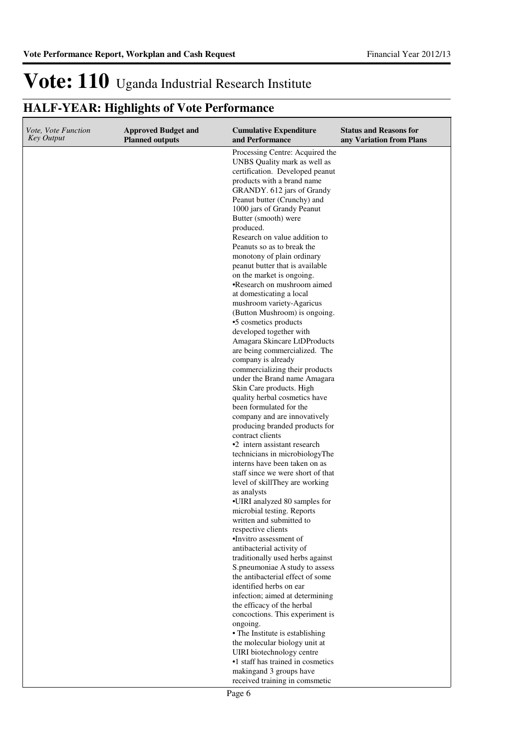# Vote: 110 Uganda Industrial Research Institute

## HALF-YEAR: Highlights of Vote Performance

| *Vote, Vote Function Key Output* | **Approved Budget and Planned outputs** | **Cumulative Expenditure and Performance** | **Status and Reasons for any Variation from Plans** |
|---|---|---|---|
| | | Processing Centre: Acquired the UNBS Quality mark as well as certification. Developed peanut products with a brand name GRANDY. 612 jars of Grandy Peanut butter (Crunchy) and 1000 jars of Grandy Peanut Butter (smooth) were produced.<br>Research on value addition to Peanuts so as to break the monotony of plain ordinary peanut butter that is available on the market is ongoing.<br>•Research on mushroom aimed at domesticating a local mushroom variety-Agaricus (Button Mushroom) is ongoing.<br>•5 cosmetics products developed together with Amagara Skincare LtDProducts are being commercialized. The company is already commercializing their products under the Brand name Amagara Skin Care products. High quality herbal cosmetics have been formulated for the company and are innovatively producing branded products for contract clients<br>•2 intern assistant research technicians in microbiologyThe interns have been taken on as staff since we were short of that level of skillThey are working as analysts<br>•UIRI analyzed 80 samples for microbial testing. Reports written and submitted to respective clients<br>•Invitro assessment of antibacterial activity of traditionally used herbs against S.pneumoniae A study to assess the antibacterial effect of some identified herbs on ear infection; aimed at determining the efficacy of the herbal concoctions. This experiment is ongoing.<br>• The Institute is establishing the molecular biology unit at UIRI biotechnology centre<br>•1 staff has trained in cosmetics makingand 3 groups have received training in comsmetic | |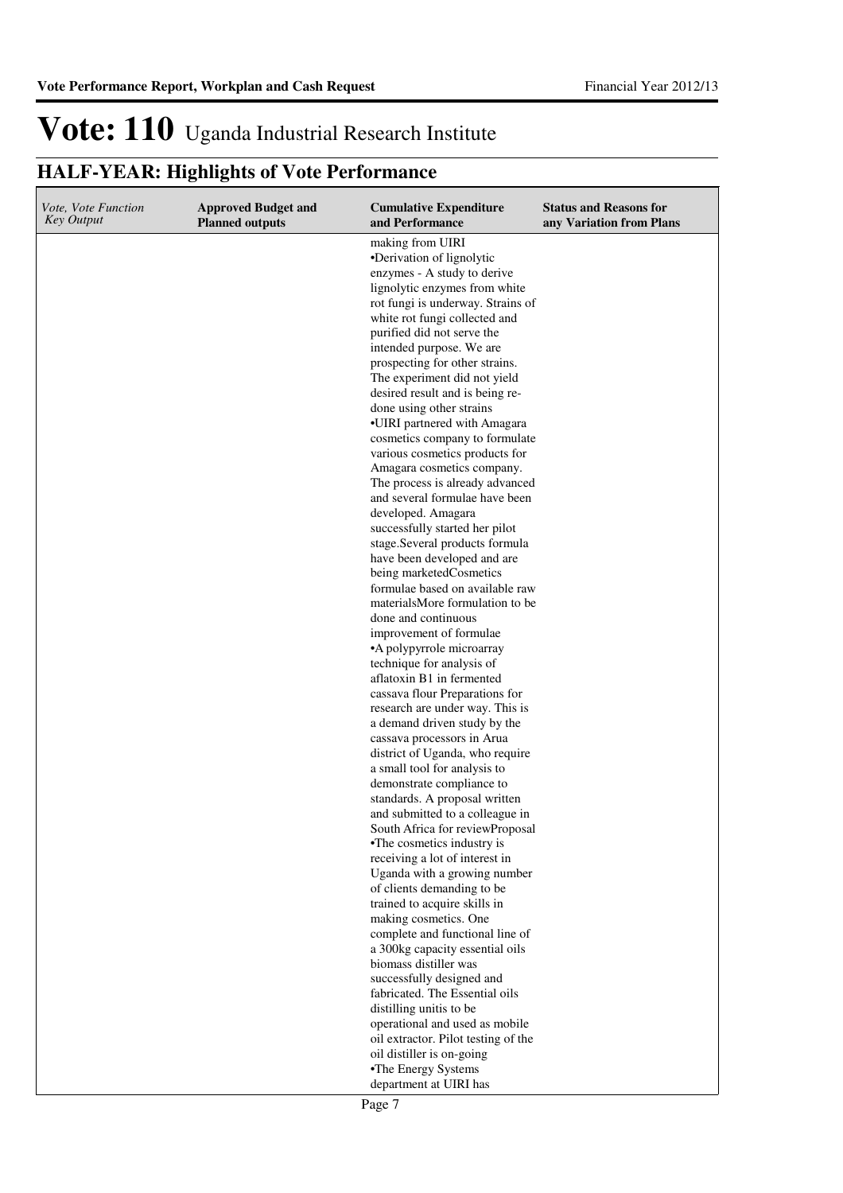# Vote: 110 Uganda Industrial Research Institute

## HALF-YEAR: Highlights of Vote Performance

| Vote, Vote Function Key Output | Approved Budget and Planned outputs | Cumulative Expenditure and Performance | Status and Reasons for any Variation from Plans |
|---|---|---|---|
| | | making from UIRI<br>•Derivation of lignolytic enzymes - A study to derive lignolytic enzymes from white rot fungi is underway. Strains of white rot fungi collected and purified did not serve the intended purpose. We are prospecting for other strains. The experiment did not yield desired result and is being re-done using other strains<br>•UIRI partnered with Amagara cosmetics company to formulate various cosmetics products for Amagara cosmetics company. The process is already advanced and several formulae have been developed. Amagara successfully started her pilot stage.Several products formula have been developed and are being marketedCosmetics formulae based on available raw materialsMore formulation to be done and continuous improvement of formulae<br>•A polypyrrole microarray technique for analysis of aflatoxin B1 in fermented cassava flour Preparations for research are under way. This is a demand driven study by the cassava processors in Arua district of Uganda, who require a small tool for analysis to demonstrate compliance to standards. A proposal written and submitted to a colleague in South Africa for reviewProposal<br>•The cosmetics industry is receiving a lot of interest in Uganda with a growing number of clients demanding to be trained to acquire skills in making cosmetics. One complete and functional line of a 300kg capacity essential oils biomass distiller was successfully designed and fabricated. The Essential oils distilling unitis to be operational and used as mobile oil extractor. Pilot testing of the oil distiller is on-going<br>•The Energy Systems department at UIRI has | |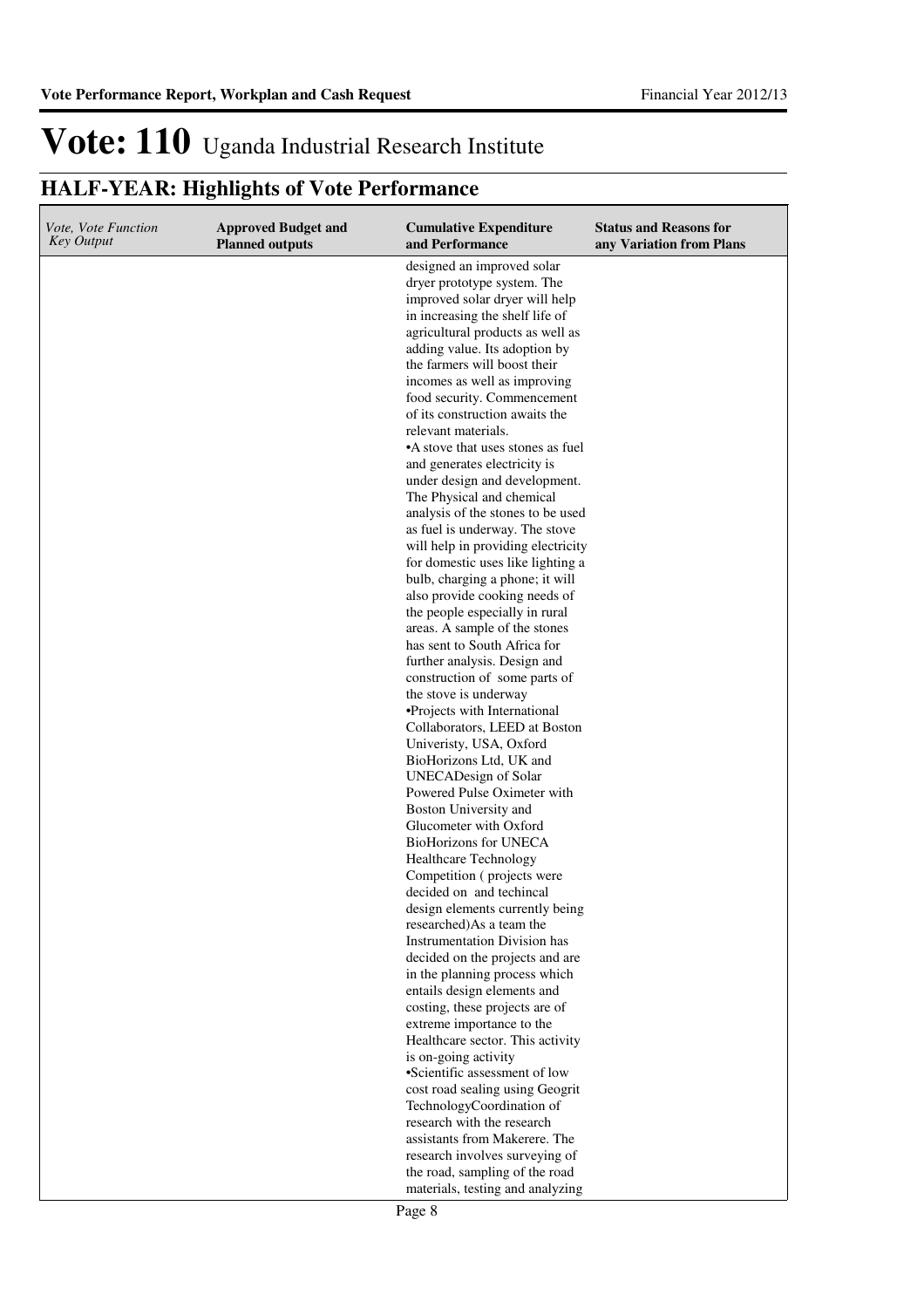# Vote: 110 Uganda Industrial Research Institute

## HALF-YEAR: Highlights of Vote Performance

| *Vote, Vote Function Key Output* | **Approved Budget and Planned outputs** | **Cumulative Expenditure and Performance** | **Status and Reasons for any Variation from Plans** |
|---|---|---|---|
| | | designed an improved solar dryer prototype system. The improved solar dryer will help in increasing the shelf life of agricultural products as well as adding value. Its adoption by the farmers will boost their incomes as well as improving food security. Commencement of its construction awaits the relevant materials.<br>•A stove that uses stones as fuel and generates electricity is under design and development. The Physical and chemical analysis of the stones to be used as fuel is underway. The stove will help in providing electricity for domestic uses like lighting a bulb, charging a phone; it will also provide cooking needs of the people especially in rural areas. A sample of the stones has sent to South Africa for further analysis. Design and construction of some parts of the stove is underway<br>•Projects with International Collaborators, LEED at Boston Univeristy, USA, Oxford BioHorizons Ltd, UK and UNECADesign of Solar Powered Pulse Oximeter with Boston University and Glucometer with Oxford BioHorizons for UNECA Healthcare Technology Competition ( projects were decided on and techincal design elements currently being researched)As a team the Instrumentation Division has decided on the projects and are in the planning process which entails design elements and costing, these projects are of extreme importance to the Healthcare sector. This activity is on-going activity<br>•Scientific assessment of low cost road sealing using Geogrit TechnologyCoordination of research with the research assistants from Makerere. The research involves surveying of the road, sampling of the road materials, testing and analyzing | |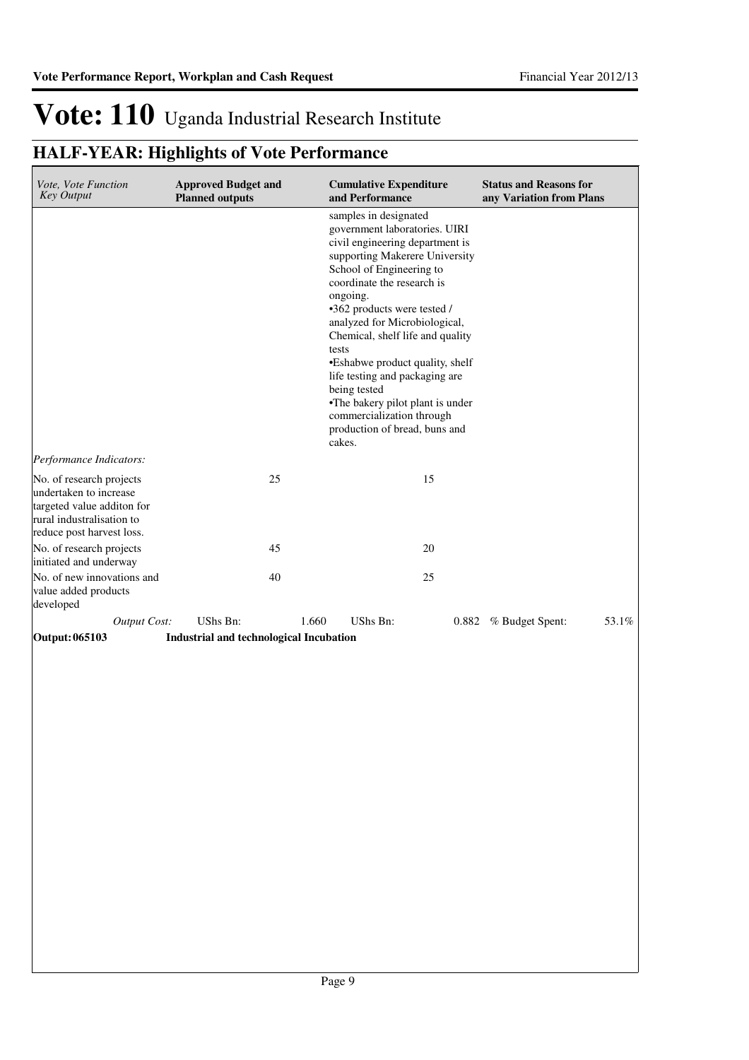# Vote: 110 Uganda Industrial Research Institute

## HALF-YEAR: Highlights of Vote Performance

| *Vote, Vote Function Key Output* | **Approved Budget and Planned outputs** | **Cumulative Expenditure and Performance** | **Status and Reasons for any Variation from Plans** |
|---|---|---|---|
| | | samples in designated government laboratories. UIRI civil engineering department is supporting Makerere University School of Engineering to coordinate the research is ongoing.<br>•362 products were tested / analyzed for Microbiological, Chemical, shelf life and quality tests<br>•Eshabwe product quality, shelf life testing and packaging are being tested<br>•The bakery pilot plant is under commercialization through production of bread, buns and cakes. | |
| *Performance Indicators:* | | | |
| No. of research projects undertaken to increase targeted value additon for rural industralisation to reduce post harvest loss. | 25 | 15 | |
| No. of research projects initiated and underway | 45 | 20 | |
| No. of new innovations and value added products developed | 40 | 25 | |
| *Output Cost:* | UShs Bn: 1.660 | UShs Bn: 0.882 | % Budget Spent: 53.1% |

**Output: 065103** **Industrial and technological Incubation**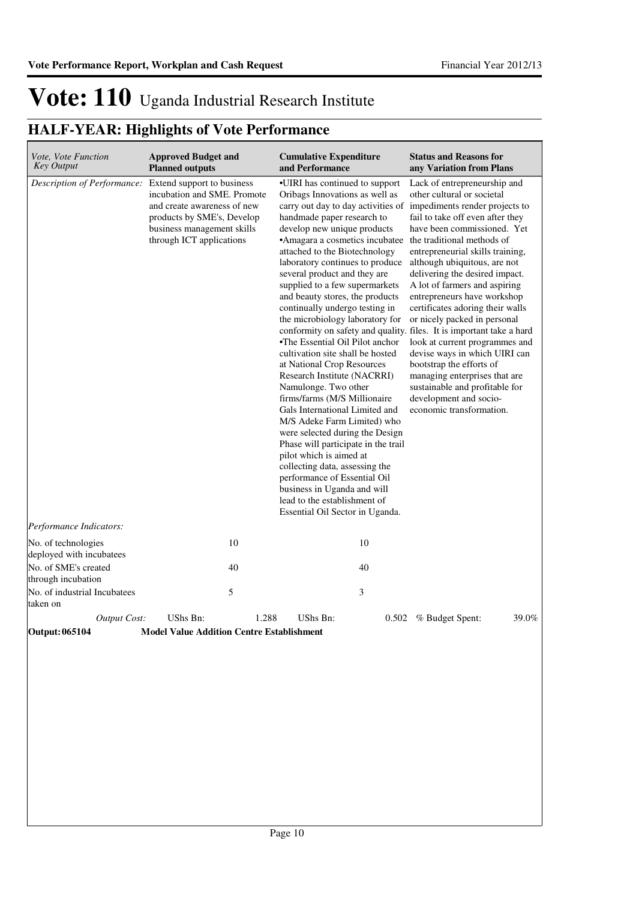# Vote: 110 Uganda Industrial Research Institute

## HALF-YEAR: Highlights of Vote Performance

| *Vote, Vote Function Key Output* | **Approved Budget and Planned outputs** | **Cumulative Expenditure and Performance** | **Status and Reasons for any Variation from Plans** |
|---|---|---|---|
| *Description of Performance:* | Extend support to business incubation and SME. Promote and create awareness of new products by SME's, Develop business management skills through ICT applications | •UIRI has continued to support Oribags Innovations as well as carry out day to day activities of handmade paper research to develop new unique products •Amagara a cosmetics incubatee attached to the Biotechnology laboratory continues to produce several product and they are supplied to a few supermarkets and beauty stores, the products continually undergo testing in the microbiology laboratory for conformity on safety and quality. •The Essential Oil Pilot anchor cultivation site shall be hosted at National Crop Resources Research Institute (NACRRI) Namulonge. Two other firms/farms (M/S Millionaire Gals International Limited and M/S Adeke Farm Limited) who were selected during the Design Phase will participate in the trail pilot which is aimed at collecting data, assessing the performance of Essential Oil business in Uganda and will lead to the establishment of Essential Oil Sector in Uganda. | Lack of entrepreneurship and other cultural or societal impediments render projects to fail to take off even after they have been commissioned. Yet the traditional methods of entrepreneurial skills training, although ubiquitous, are not delivering the desired impact. A lot of farmers and aspiring entrepreneurs have workshop certificates adoring their walls or nicely packed in personal files. It is important take a hard look at current programmes and devise ways in which UIRI can bootstrap the efforts of managing enterprises that are sustainable and profitable for development and socio-economic transformation. |
| *Performance Indicators:* | | | |
| No. of technologies deployed with incubatees | 10 | 10 | |
| No. of SME's created through incubation | 40 | 40 | |
| No. of industrial Incubatees taken on | 5 | 3 | |
| *Output Cost:* | UShs Bn: 1.288 | UShs Bn: 0.502 | % Budget Spent: 39.0% |
| **Output: 065104** | **Model Value Addition Centre Establishment** | | |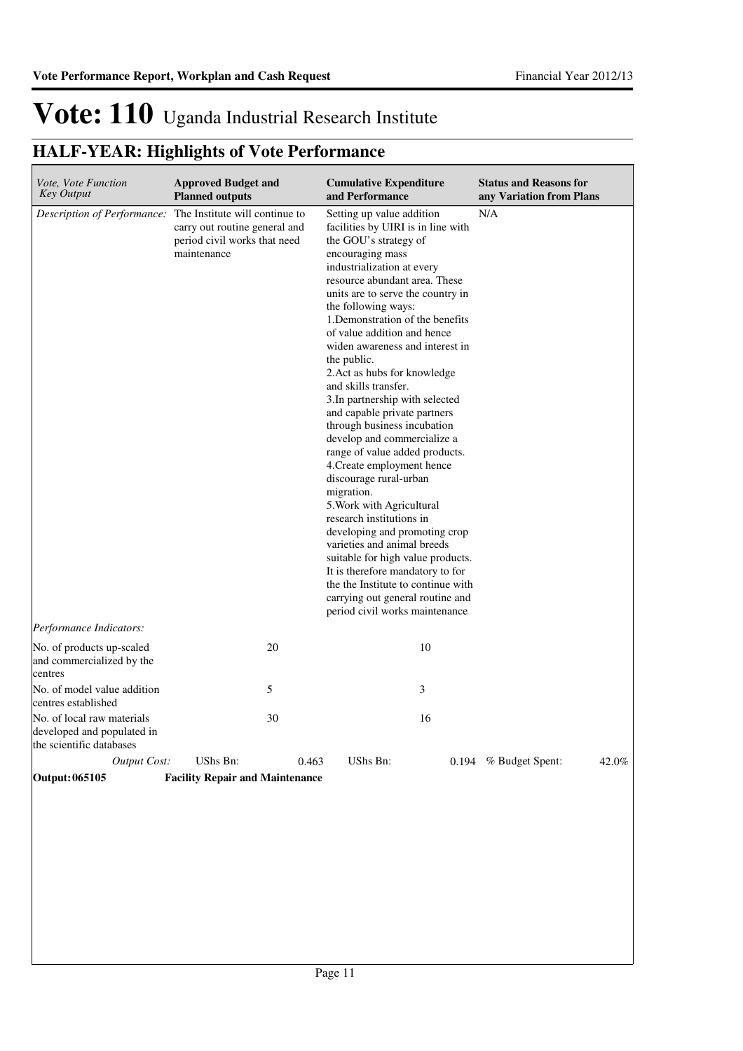# Vote: 110 Uganda Industrial Research Institute

## HALF-YEAR: Highlights of Vote Performance

| *Vote, Vote Function Key Output* | **Approved Budget and Planned outputs** | **Cumulative Expenditure and Performance** | **Status and Reasons for any Variation from Plans** |
|---|---|---|---|
| *Description of Performance:* | The Institute will continue to carry out routine general and period civil works that need maintenance | Setting up value addition facilities by UIRI is in line with the GOU's strategy of encouraging mass industrialization at every resource abundant area. These units are to serve the country in the following ways:<br>1.Demonstration of the benefits of value addition and hence widen awareness and interest in the public.<br>2.Act as hubs for knowledge and skills transfer.<br>3.In partnership with selected and capable private partners through business incubation develop and commercialize a range of value added products.<br>4.Create employment hence discourage rural-urban migration.<br>5.Work with Agricultural research institutions in developing and promoting crop varieties and animal breeds suitable for high value products.<br>It is therefore mandatory to for the the Institute to continue with carrying out general routine and period civil works maintenance | N/A |
| *Performance Indicators:* | | | |
| No. of products up-scaled and commercialized by the centres | 20 | 10 | |
| No. of model value addition centres established | 5 | 3 | |
| No. of local raw materials developed and populated in the scientific databases | 30 | 16 | |
| *Output Cost:* | UShs Bn: 0.463 | UShs Bn: 0.194 | % Budget Spent: 42.0% |
| **Output: 065105** | **Facility Repair and Maintenance** | | |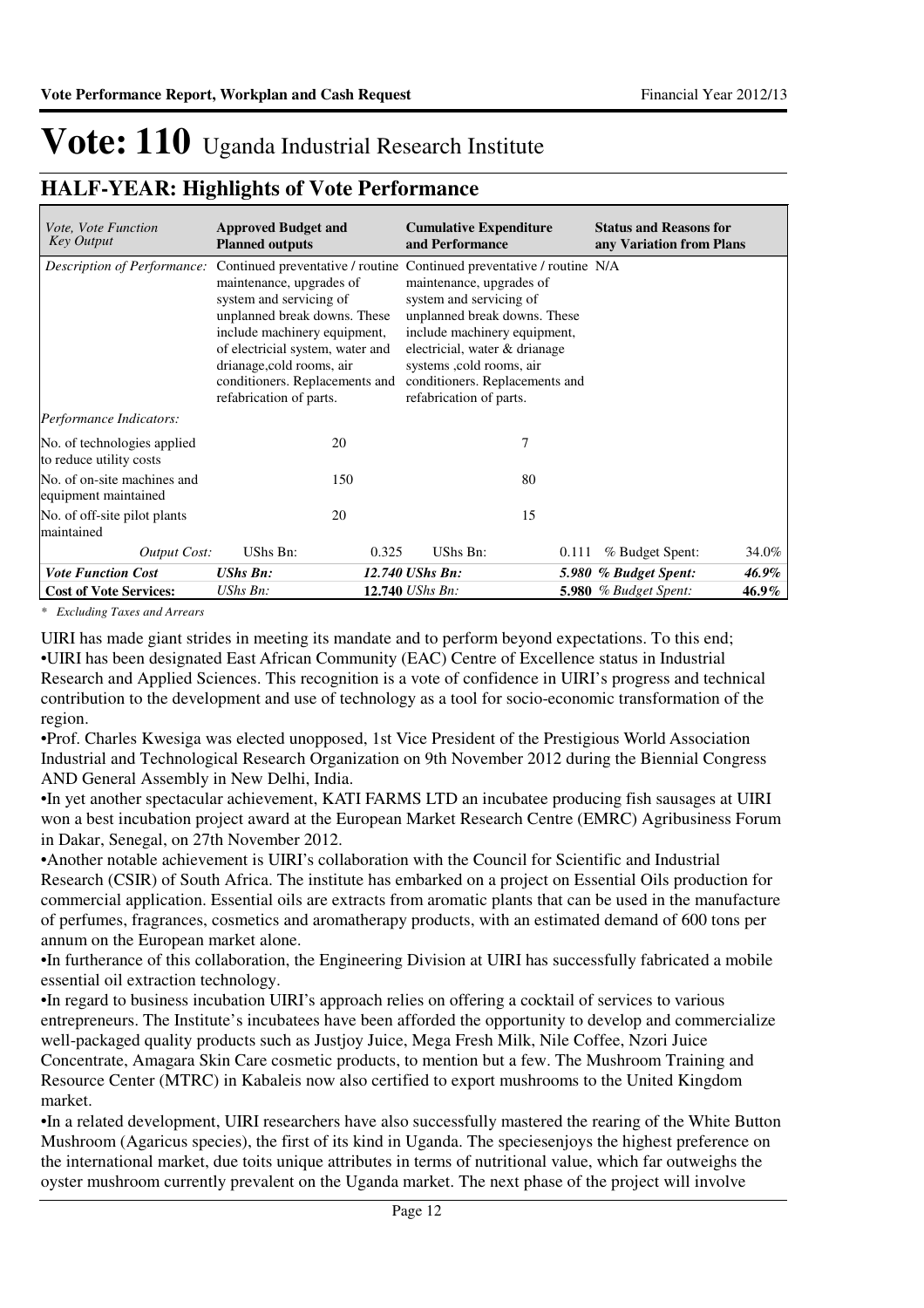# Vote: 110 Uganda Industrial Research Institute

## HALF-YEAR: Highlights of Vote Performance

| *Vote, Vote Function Key Output* | **Approved Budget and Planned outputs** | | **Cumulative Expenditure and Performance** | | **Status and Reasons for any Variation from Plans** | |
|---|---|---|---|---|---|---|
| *Description of Performance:* | Continued preventative / routine maintenance, upgrades of system and servicing of unplanned break downs. These include machinery equipment, of electricial system, water and drianage,cold rooms, air conditioners. Replacements and refabrication of parts. | | Continued preventative / routine maintenance, upgrades of system and servicing of unplanned break downs. These include machinery equipment, electricial, water & drianage systems ,cold rooms, air conditioners. Replacements and refabrication of parts. | | N/A | |
| *Performance Indicators:* | | | | | | |
| No. of technologies applied to reduce utility costs | | 20 | | 7 | | |
| No. of on-site machines and equipment maintained | | 150 | | 80 | | |
| No. of off-site pilot plants maintained | | 20 | | 15 | | |
| *Output Cost:* | UShs Bn: | 0.325 | UShs Bn: | 0.111 | % Budget Spent: | 34.0% |
| ***Vote Function Cost*** | ***UShs Bn:*** | ***12.740*** | ***UShs Bn:*** | ***5.980*** | ***% Budget Spent:*** | ***46.9%*** |
| **Cost of Vote Services:** | *UShs Bn:* | **12.740** | *UShs Bn:* | **5.980** | *% Budget Spent:* | **46.9%** |

*\* Excluding Taxes and Arrears*

UIRI has made giant strides in meeting its mandate and to perform beyond expectations. To this end;

•UIRI has been designated East African Community (EAC) Centre of Excellence status in Industrial Research and Applied Sciences. This recognition is a vote of confidence in UIRI's progress and technical contribution to the development and use of technology as a tool for socio-economic transformation of the region.

•Prof. Charles Kwesiga was elected unopposed, 1st Vice President of the Prestigious World Association Industrial and Technological Research Organization on 9th November 2012 during the Biennial Congress AND General Assembly in New Delhi, India.

•In yet another spectacular achievement, KATI FARMS LTD an incubatee producing fish sausages at UIRI won a best incubation project award at the European Market Research Centre (EMRC) Agribusiness Forum in Dakar, Senegal, on 27th November 2012.

•Another notable achievement is UIRI's collaboration with the Council for Scientific and Industrial Research (CSIR) of South Africa. The institute has embarked on a project on Essential Oils production for commercial application. Essential oils are extracts from aromatic plants that can be used in the manufacture of perfumes, fragrances, cosmetics and aromatherapy products, with an estimated demand of 600 tons per annum on the European market alone.

•In furtherance of this collaboration, the Engineering Division at UIRI has successfully fabricated a mobile essential oil extraction technology.

•In regard to business incubation UIRI's approach relies on offering a cocktail of services to various entrepreneurs. The Institute's incubatees have been afforded the opportunity to develop and commercialize well-packaged quality products such as Justjoy Juice, Mega Fresh Milk, Nile Coffee, Nzori Juice Concentrate, Amagara Skin Care cosmetic products, to mention but a few. The Mushroom Training and Resource Center (MTRC) in Kabaleis now also certified to export mushrooms to the United Kingdom market.

•In a related development, UIRI researchers have also successfully mastered the rearing of the White Button Mushroom (Agaricus species), the first of its kind in Uganda. The speciesenjoys the highest preference on the international market, due toits unique attributes in terms of nutritional value, which far outweighs the oyster mushroom currently prevalent on the Uganda market. The next phase of the project will involve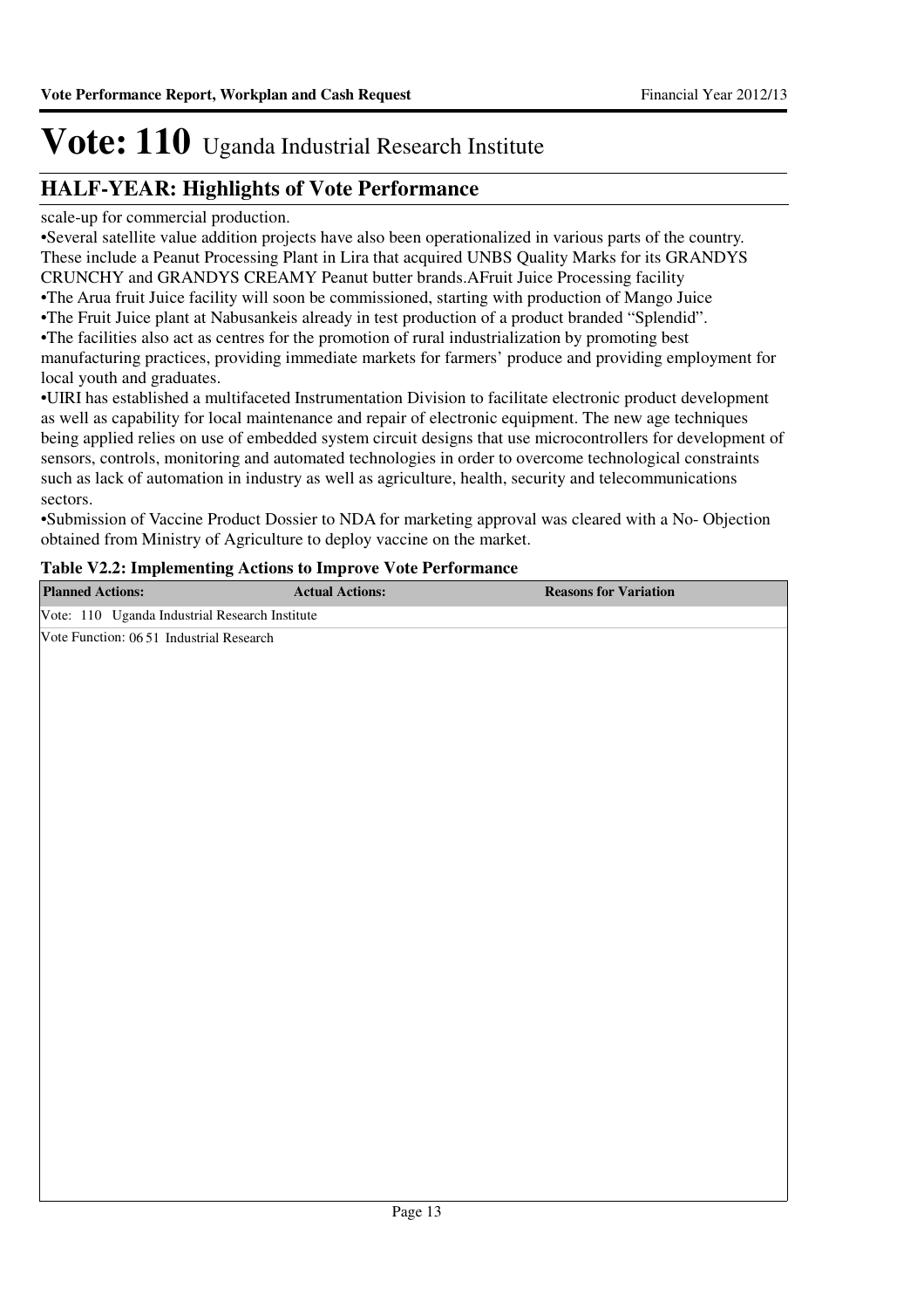# Vote: 110 Uganda Industrial Research Institute

## HALF-YEAR: Highlights of Vote Performance

scale-up for commercial production.

•Several satellite value addition projects have also been operationalized in various parts of the country. These include a Peanut Processing Plant in Lira that acquired UNBS Quality Marks for its GRANDYS CRUNCHY and GRANDYS CREAMY Peanut butter brands.AFruit Juice Processing facility

•The Arua fruit Juice facility will soon be commissioned, starting with production of Mango Juice

•The Fruit Juice plant at Nabusankeis already in test production of a product branded "Splendid".

•The facilities also act as centres for the promotion of rural industrialization by promoting best manufacturing practices, providing immediate markets for farmers' produce and providing employment for local youth and graduates.

•UIRI has established a multifaceted Instrumentation Division to facilitate electronic product development as well as capability for local maintenance and repair of electronic equipment. The new age techniques being applied relies on use of embedded system circuit designs that use microcontrollers for development of sensors, controls, monitoring and automated technologies in order to overcome technological constraints such as lack of automation in industry as well as agriculture, health, security and telecommunications sectors.

•Submission of Vaccine Product Dossier to NDA for marketing approval was cleared with a No- Objection obtained from Ministry of Agriculture to deploy vaccine on the market.

**Table V2.2: Implementing Actions to Improve Vote Performance**

| Planned Actions: | Actual Actions: | Reasons for Variation |
|---|---|---|
| Vote: 110 Uganda Industrial Research Institute | | |
| Vote Function: 06 51 Industrial Research | | |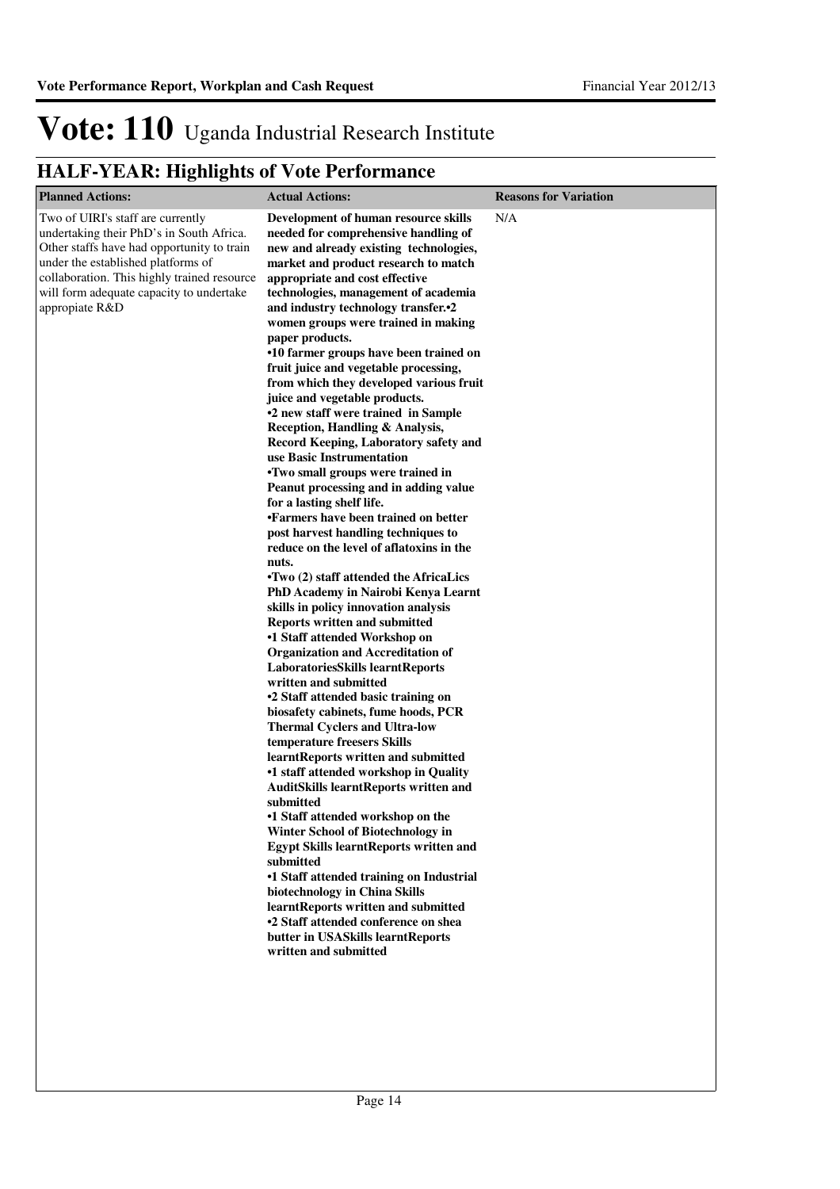# Vote: 110 Uganda Industrial Research Institute

## HALF-YEAR: Highlights of Vote Performance

| Planned Actions: | Actual Actions: | Reasons for Variation |
|---|---|---|
| Two of UIRI's staff are currently undertaking their PhD's in South Africa. Other staffs have had opportunity to train under the established platforms of collaboration. This highly trained resource will form adequate capacity to undertake appropiate R&D | **Development of human resource skills needed for comprehensive handling of new and already existing technologies, market and product research to match appropriate and cost effective technologies, management of academia and industry technology transfer.•2 women groups were trained in making paper products.<br>•10 farmer groups have been trained on fruit juice and vegetable processing, from which they developed various fruit juice and vegetable products.<br>•2 new staff were trained in Sample Reception, Handling & Analysis, Record Keeping, Laboratory safety and use Basic Instrumentation<br>•Two small groups were trained in Peanut processing and in adding value for a lasting shelf life.<br>•Farmers have been trained on better post harvest handling techniques to reduce on the level of aflatoxins in the nuts.<br>•Two (2) staff attended the AfricaLics PhD Academy in Nairobi Kenya Learnt skills in policy innovation analysis Reports written and submitted<br>•1 Staff attended Workshop on Organization and Accreditation of LaboratoriesSkills learntReports written and submitted<br>•2 Staff attended basic training on biosafety cabinets, fume hoods, PCR Thermal Cyclers and Ultra-low temperature freesers Skills learntReports written and submitted<br>•1 staff attended workshop in Quality AuditSkills learntReports written and submitted<br>•1 Staff attended workshop on the Winter School of Biotechnology in Egypt Skills learntReports written and submitted<br>•1 Staff attended training on Industrial biotechnology in China Skills learntReports written and submitted<br>•2 Staff attended conference on shea butter in USASkills learntReports written and submitted** | N/A |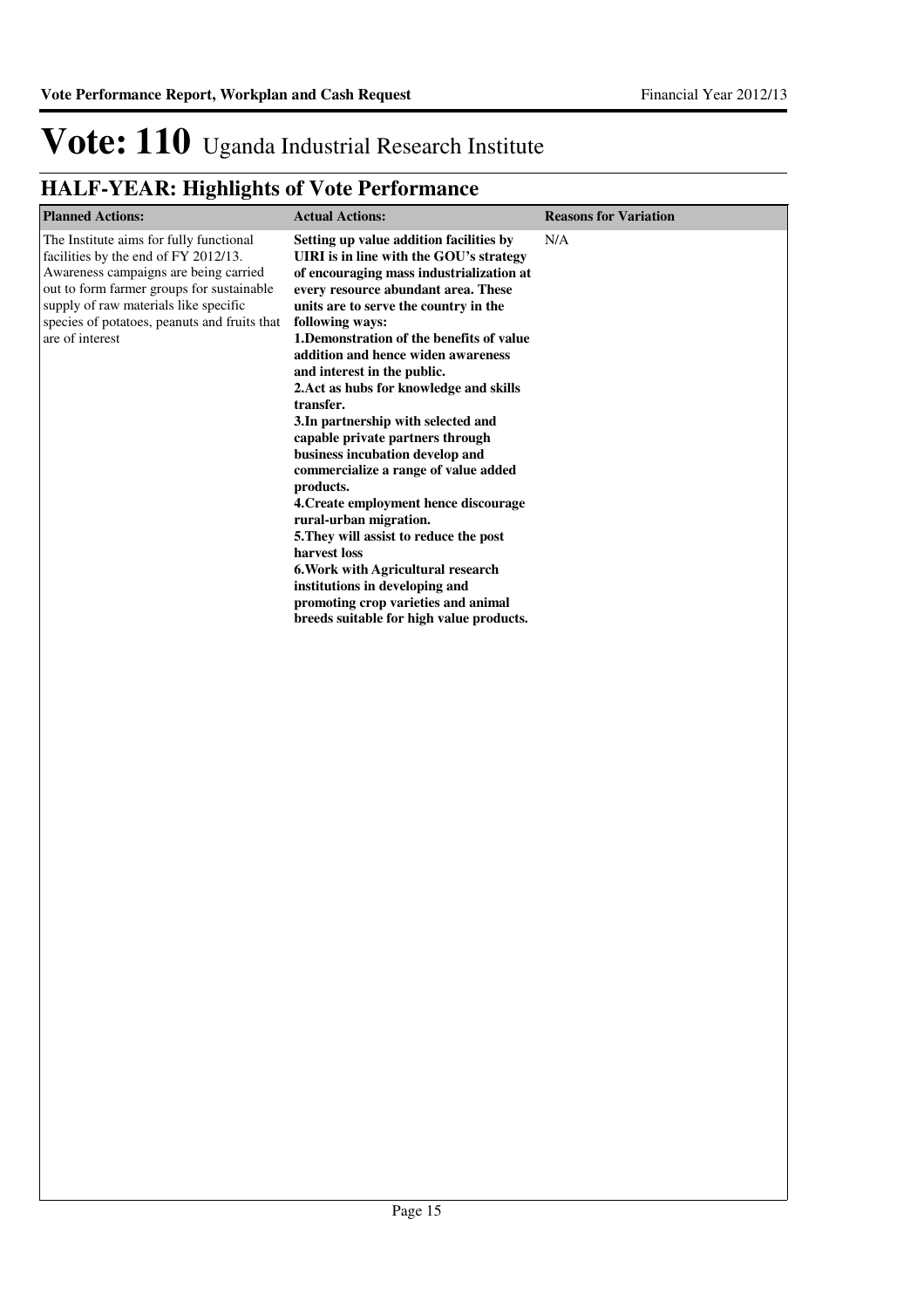# Vote: 110 Uganda Industrial Research Institute

## HALF-YEAR: Highlights of Vote Performance

| Planned Actions: | Actual Actions: | Reasons for Variation |
| --- | --- | --- |
| The Institute aims for fully functional facilities by the end of FY 2012/13. Awareness campaigns are being carried out to form farmer groups for sustainable supply of raw materials like specific species of potatoes, peanuts and fruits that are of interest | **Setting up value addition facilities by UIRI is in line with the GOU's strategy of encouraging mass industrialization at every resource abundant area. These units are to serve the country in the following ways:<br>1.Demonstration of the benefits of value addition and hence widen awareness and interest in the public.<br>2.Act as hubs for knowledge and skills transfer.<br>3.In partnership with selected and capable private partners through business incubation develop and commercialize a range of value added products.<br>4.Create employment hence discourage rural-urban migration.<br>5.They will assist to reduce the post harvest loss<br>6.Work with Agricultural research institutions in developing and promoting crop varieties and animal breeds suitable for high value products.** | N/A |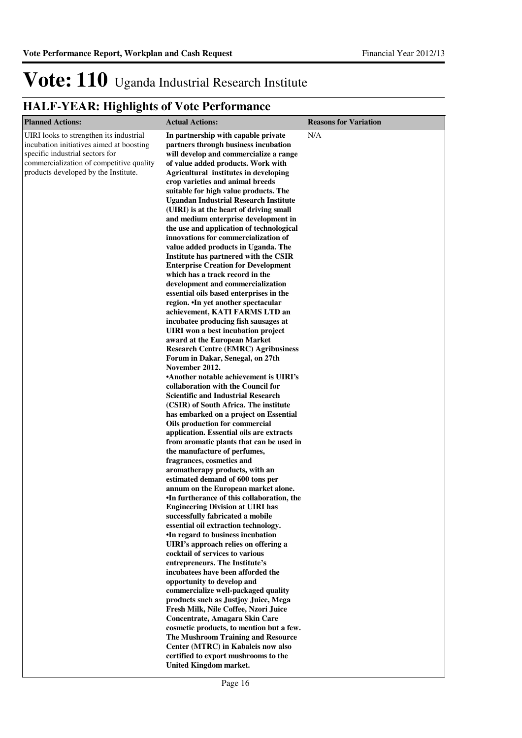# Vote: 110 Uganda Industrial Research Institute

## HALF-YEAR: Highlights of Vote Performance

| Planned Actions: | Actual Actions: | Reasons for Variation |
|---|---|---|
| UIRI looks to strengthen its industrial incubation initiatives aimed at boosting specific industrial sectors for commercialization of competitive quality products developed by the Institute. | **In partnership with capable private partners through business incubation will develop and commercialize a range of value added products. Work with Agricultural institutes in developing crop varieties and animal breeds suitable for high value products. The Ugandan Industrial Research Institute (UIRI) is at the heart of driving small and medium enterprise development in the use and application of technological innovations for commercialization of value added products in Uganda. The Institute has partnered with the CSIR Enterprise Creation for Development which has a track record in the development and commercialization essential oils based enterprises in the region. •In yet another spectacular achievement, KATI FARMS LTD an incubatee producing fish sausages at UIRI won a best incubation project award at the European Market Research Centre (EMRC) Agribusiness Forum in Dakar, Senegal, on 27th November 2012.<br>•Another notable achievement is UIRI's collaboration with the Council for Scientific and Industrial Research (CSIR) of South Africa. The institute has embarked on a project on Essential Oils production for commercial application. Essential oils are extracts from aromatic plants that can be used in the manufacture of perfumes, fragrances, cosmetics and aromatherapy products, with an estimated demand of 600 tons per annum on the European market alone.<br>•In furtherance of this collaboration, the Engineering Division at UIRI has successfully fabricated a mobile essential oil extraction technology.<br>•In regard to business incubation UIRI's approach relies on offering a cocktail of services to various entrepreneurs. The Institute's incubatees have been afforded the opportunity to develop and commercialize well-packaged quality products such as Justjoy Juice, Mega Fresh Milk, Nile Coffee, Nzori Juice Concentrate, Amagara Skin Care cosmetic products, to mention but a few. The Mushroom Training and Resource Center (MTRC) in Kabaleis now also certified to export mushrooms to the United Kingdom market.** | N/A |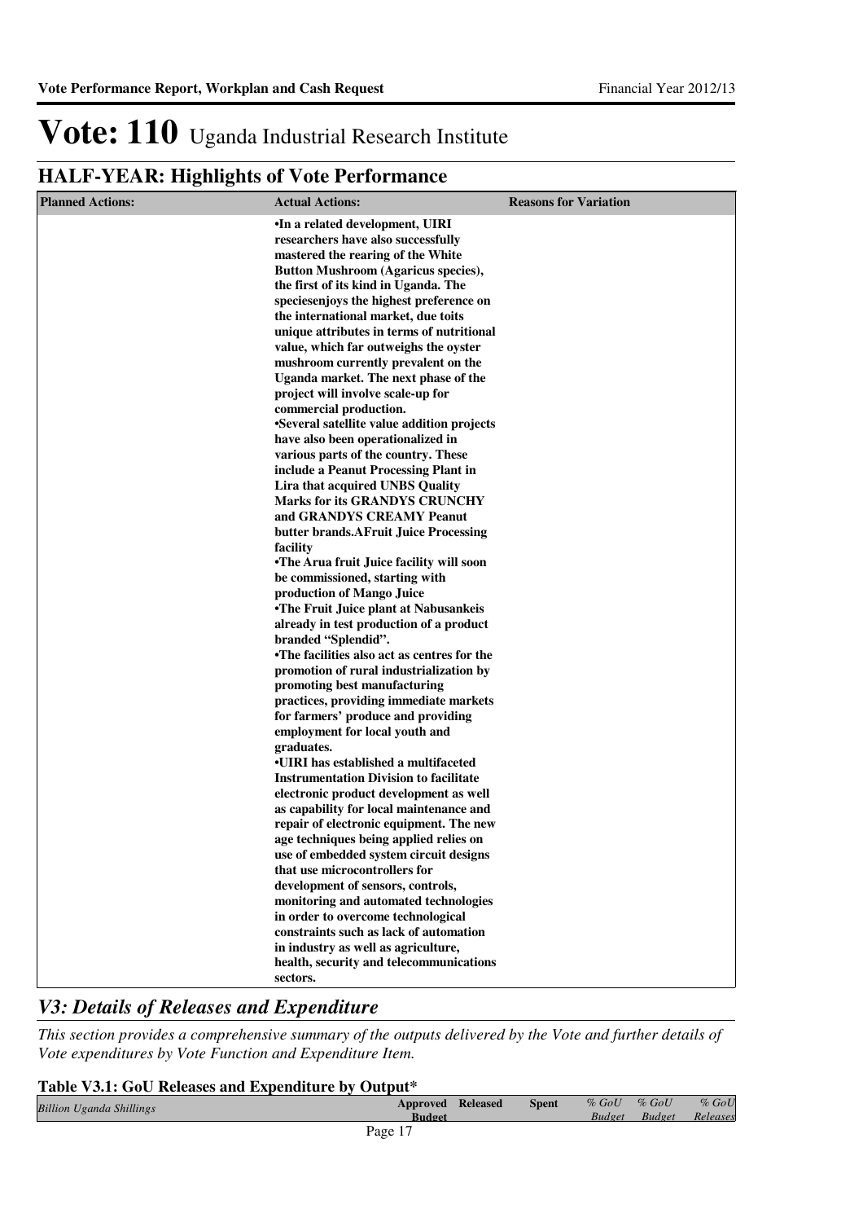# Vote: 110 Uganda Industrial Research Institute

## HALF-YEAR: Highlights of Vote Performance

| Planned Actions: | Actual Actions: | Reasons for Variation |
|---|---|---|
| | •In a related development, UIRI researchers have also successfully mastered the rearing of the White Button Mushroom (Agaricus species), the first of its kind in Uganda. The speciesenjoys the highest preference on the international market, due toits unique attributes in terms of nutritional value, which far outweighs the oyster mushroom currently prevalent on the Uganda market. The next phase of the project will involve scale-up for commercial production.<br>•Several satellite value addition projects have also been operationalized in various parts of the country. These include a Peanut Processing Plant in Lira that acquired UNBS Quality Marks for its GRANDYS CRUNCHY and GRANDYS CREAMY Peanut butter brands.AFruit Juice Processing facility<br>•The Arua fruit Juice facility will soon be commissioned, starting with production of Mango Juice<br>•The Fruit Juice plant at Nabusankeis already in test production of a product branded "Splendid".<br>•The facilities also act as centres for the promotion of rural industrialization by promoting best manufacturing practices, providing immediate markets for farmers' produce and providing employment for local youth and graduates.<br>•UIRI has established a multifaceted Instrumentation Division to facilitate electronic product development as well as capability for local maintenance and repair of electronic equipment. The new age techniques being applied relies on use of embedded system circuit designs that use microcontrollers for development of sensors, controls, monitoring and automated technologies in order to overcome technological constraints such as lack of automation in industry as well as agriculture, health, security and telecommunications sectors. | |

## *V3: Details of Releases and Expenditure*

*This section provides a comprehensive summary of the outputs delivered by the Vote and further details of Vote expenditures by Vote Function and Expenditure Item.*

**Table V3.1: GoU Releases and Expenditure by Output***

| *Billion Uganda Shillings* | Approved Budget | Released | Spent | *% GoU Budget* | *% GoU Budget* | *% GoU Releases* |
|---|---|---|---|---|---|---|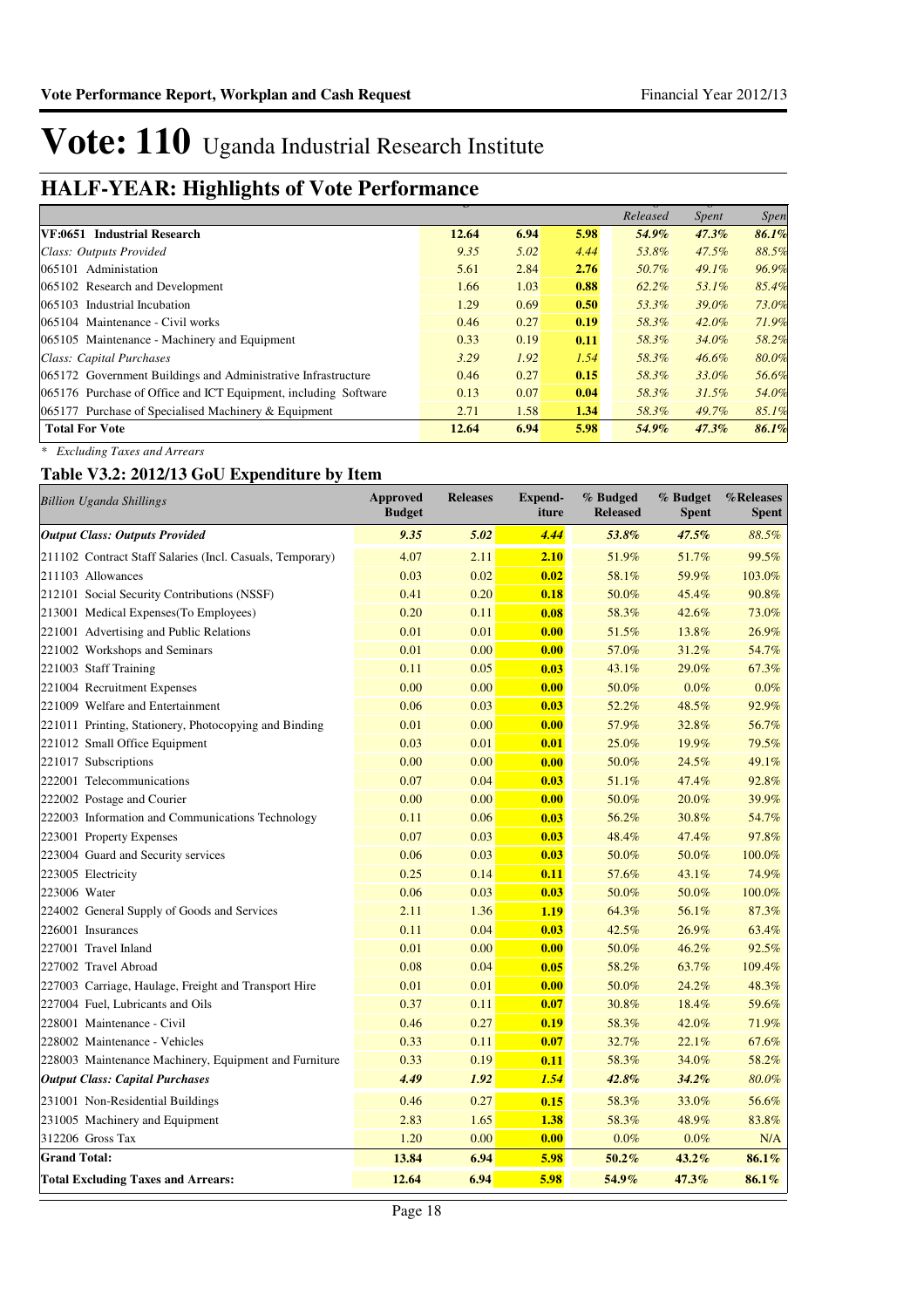# Vote: 110 Uganda Industrial Research Institute

## HALF-YEAR: Highlights of Vote Performance

| | | | | Released | Spent | Spent |
|---|---|---|---|---|---|---|
| **VF:0651 Industrial Research** | **12.64** | **6.94** | **5.98** | ***54.9%*** | ***47.3%*** | ***86.1%*** |
| *Class: Outputs Provided* | *9.35* | *5.02* | *4.44* | *53.8%* | *47.5%* | *88.5%* |
| 065101 Administation | 5.61 | 2.84 | **2.76** | *50.7%* | *49.1%* | *96.9%* |
| 065102 Research and Development | 1.66 | 1.03 | **0.88** | *62.2%* | *53.1%* | *85.4%* |
| 065103 Industrial Incubation | 1.29 | 0.69 | **0.50** | *53.3%* | *39.0%* | *73.0%* |
| 065104 Maintenance - Civil works | 0.46 | 0.27 | **0.19** | *58.3%* | *42.0%* | *71.9%* |
| 065105 Maintenance - Machinery and Equipment | 0.33 | 0.19 | **0.11** | *58.3%* | *34.0%* | *58.2%* |
| *Class: Capital Purchases* | *3.29* | *1.92* | *1.54* | *58.3%* | *46.6%* | *80.0%* |
| 065172 Government Buildings and Administrative Infrastructure | 0.46 | 0.27 | **0.15** | *58.3%* | *33.0%* | *56.6%* |
| 065176 Purchase of Office and ICT Equipment, including Software | 0.13 | 0.07 | **0.04** | *58.3%* | *31.5%* | *54.0%* |
| 065177 Purchase of Specialised Machinery & Equipment | 2.71 | 1.58 | **1.34** | *58.3%* | *49.7%* | *85.1%* |
| **Total For Vote** | **12.64** | **6.94** | **5.98** | ***54.9%*** | ***47.3%*** | ***86.1%*** |

*\* Excluding Taxes and Arrears*

### Table V3.2: 2012/13 GoU Expenditure by Item

| *Billion Uganda Shillings* | Approved Budget | Releases | Expend-iture | % Budged Released | % Budget Spent | %Releases Spent |
|---|---|---|---|---|---|---|
| ***Output Class: Outputs Provided*** | ***9.35*** | ***5.02*** | ***4.44*** | ***53.8%*** | ***47.5%*** | *88.5%* |
| 211102 Contract Staff Salaries (Incl. Casuals, Temporary) | 4.07 | 2.11 | **2.10** | 51.9% | 51.7% | 99.5% |
| 211103 Allowances | 0.03 | 0.02 | **0.02** | 58.1% | 59.9% | 103.0% |
| 212101 Social Security Contributions (NSSF) | 0.41 | 0.20 | **0.18** | 50.0% | 45.4% | 90.8% |
| 213001 Medical Expenses(To Employees) | 0.20 | 0.11 | **0.08** | 58.3% | 42.6% | 73.0% |
| 221001 Advertising and Public Relations | 0.01 | 0.01 | **0.00** | 51.5% | 13.8% | 26.9% |
| 221002 Workshops and Seminars | 0.01 | 0.00 | **0.00** | 57.0% | 31.2% | 54.7% |
| 221003 Staff Training | 0.11 | 0.05 | **0.03** | 43.1% | 29.0% | 67.3% |
| 221004 Recruitment Expenses | 0.00 | 0.00 | **0.00** | 50.0% | 0.0% | 0.0% |
| 221009 Welfare and Entertainment | 0.06 | 0.03 | **0.03** | 52.2% | 48.5% | 92.9% |
| 221011 Printing, Stationery, Photocopying and Binding | 0.01 | 0.00 | **0.00** | 57.9% | 32.8% | 56.7% |
| 221012 Small Office Equipment | 0.03 | 0.01 | **0.01** | 25.0% | 19.9% | 79.5% |
| 221017 Subscriptions | 0.00 | 0.00 | **0.00** | 50.0% | 24.5% | 49.1% |
| 222001 Telecommunications | 0.07 | 0.04 | **0.03** | 51.1% | 47.4% | 92.8% |
| 222002 Postage and Courier | 0.00 | 0.00 | **0.00** | 50.0% | 20.0% | 39.9% |
| 222003 Information and Communications Technology | 0.11 | 0.06 | **0.03** | 56.2% | 30.8% | 54.7% |
| 223001 Property Expenses | 0.07 | 0.03 | **0.03** | 48.4% | 47.4% | 97.8% |
| 223004 Guard and Security services | 0.06 | 0.03 | **0.03** | 50.0% | 50.0% | 100.0% |
| 223005 Electricity | 0.25 | 0.14 | **0.11** | 57.6% | 43.1% | 74.9% |
| 223006 Water | 0.06 | 0.03 | **0.03** | 50.0% | 50.0% | 100.0% |
| 224002 General Supply of Goods and Services | 2.11 | 1.36 | **1.19** | 64.3% | 56.1% | 87.3% |
| 226001 Insurances | 0.11 | 0.04 | **0.03** | 42.5% | 26.9% | 63.4% |
| 227001 Travel Inland | 0.01 | 0.00 | **0.00** | 50.0% | 46.2% | 92.5% |
| 227002 Travel Abroad | 0.08 | 0.04 | **0.05** | 58.2% | 63.7% | 109.4% |
| 227003 Carriage, Haulage, Freight and Transport Hire | 0.01 | 0.01 | **0.00** | 50.0% | 24.2% | 48.3% |
| 227004 Fuel, Lubricants and Oils | 0.37 | 0.11 | **0.07** | 30.8% | 18.4% | 59.6% |
| 228001 Maintenance - Civil | 0.46 | 0.27 | **0.19** | 58.3% | 42.0% | 71.9% |
| 228002 Maintenance - Vehicles | 0.33 | 0.11 | **0.07** | 32.7% | 22.1% | 67.6% |
| 228003 Maintenance Machinery, Equipment and Furniture | 0.33 | 0.19 | **0.11** | 58.3% | 34.0% | 58.2% |
| ***Output Class: Capital Purchases*** | ***4.49*** | ***1.92*** | ***1.54*** | ***42.8%*** | ***34.2%*** | *80.0%* |
| 231001 Non-Residential Buildings | 0.46 | 0.27 | **0.15** | 58.3% | 33.0% | 56.6% |
| 231005 Machinery and Equipment | 2.83 | 1.65 | **1.38** | 58.3% | 48.9% | 83.8% |
| 312206 Gross Tax | 1.20 | 0.00 | **0.00** | 0.0% | 0.0% | N/A |
| **Grand Total:** | **13.84** | **6.94** | **5.98** | **50.2%** | **43.2%** | **86.1%** |
| **Total Excluding Taxes and Arrears:** | **12.64** | **6.94** | **5.98** | **54.9%** | **47.3%** | **86.1%** |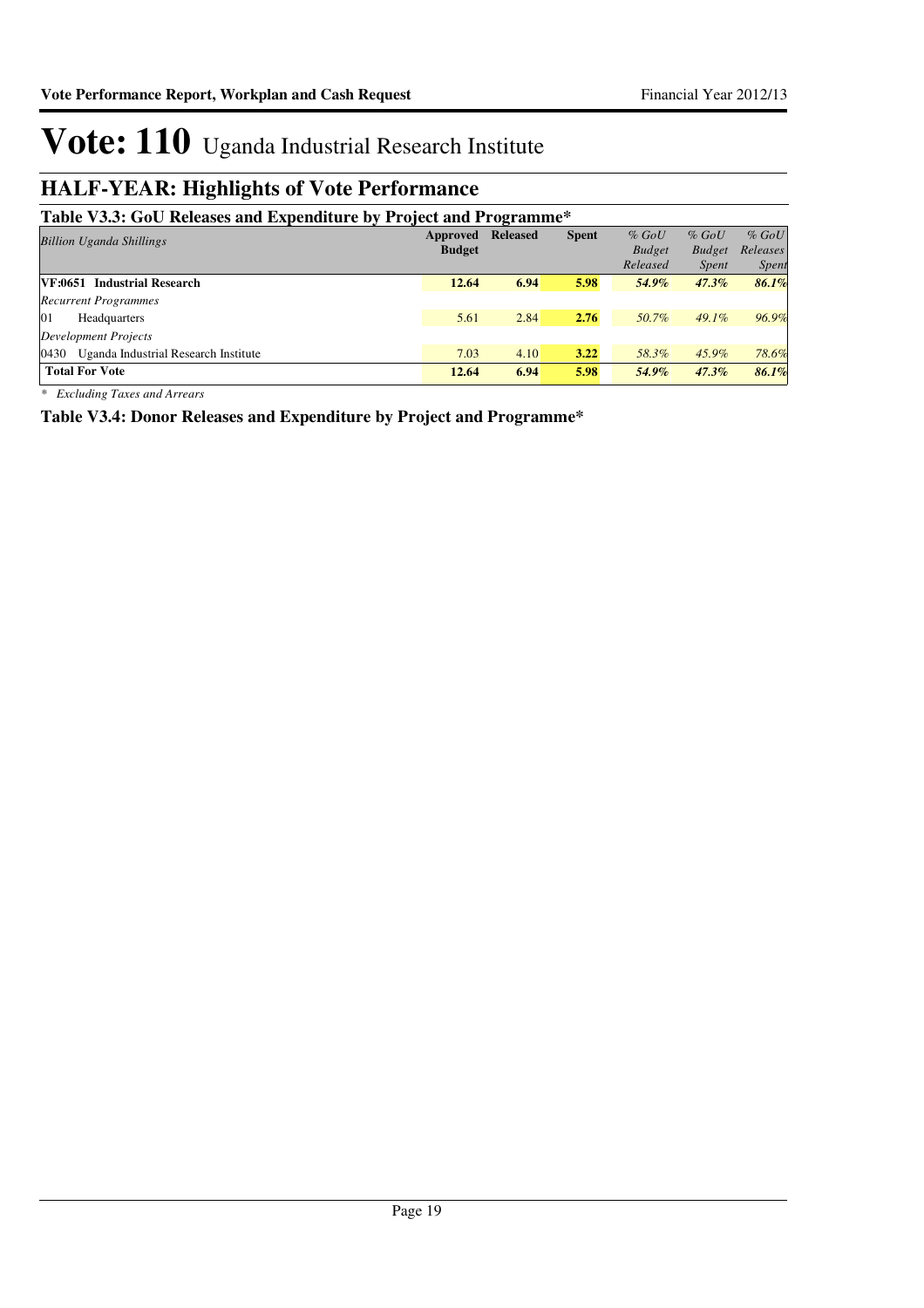# Vote: 110 Uganda Industrial Research Institute

## HALF-YEAR: Highlights of Vote Performance

**Table V3.3: GoU Releases and Expenditure by Project and Programme***

| *Billion Uganda Shillings* | Approved Budget | Released | Spent | *% GoU Budget Released* | *% GoU Budget Spent* | *% GoU Releases Spent* |
|---|---|---|---|---|---|---|
| **VF:0651 Industrial Research** | **12.64** | **6.94** | **5.98** | ***54.9%*** | ***47.3%*** | ***86.1%*** |
| *Recurrent Programmes* | | | | | | |
| 01 Headquarters | 5.61 | 2.84 | **2.76** | *50.7%* | *49.1%* | *96.9%* |
| *Development Projects* | | | | | | |
| 0430 Uganda Industrial Research Institute | 7.03 | 4.10 | **3.22** | *58.3%* | *45.9%* | *78.6%* |
| **Total For Vote** | **12.64** | **6.94** | **5.98** | ***54.9%*** | ***47.3%*** | ***86.1%*** |

*\* Excluding Taxes and Arrears*

**Table V3.4: Donor Releases and Expenditure by Project and Programme***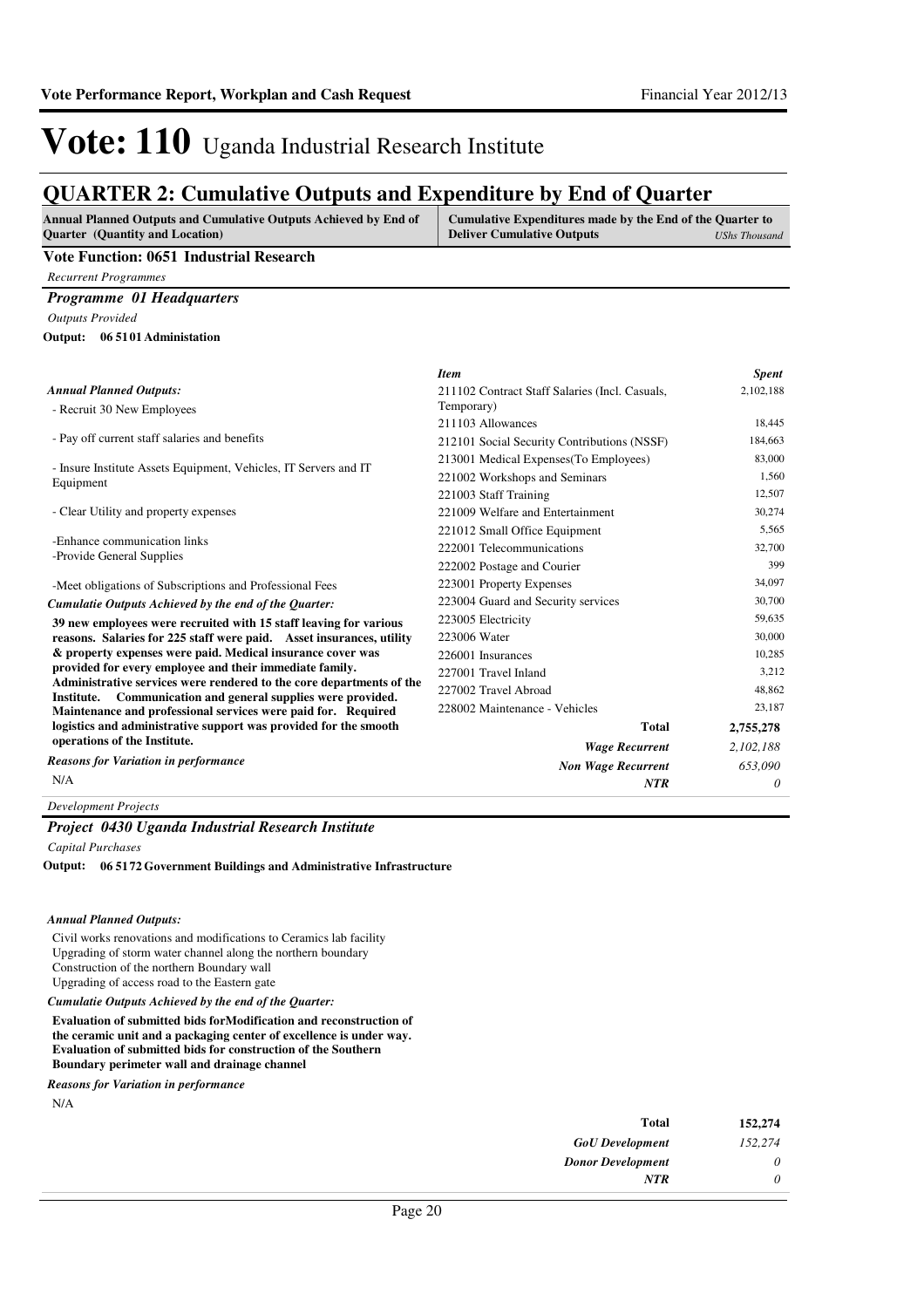# Vote: 110 Uganda Industrial Research Institute

## QUARTER 2: Cumulative Outputs and Expenditure by End of Quarter

| Annual Planned Outputs and Cumulative Outputs Achieved by End of Quarter (Quantity and Location) | Cumulative Expenditures made by the End of the Quarter to Deliver Cumulative Outputs *UShs Thousand* |
|---|---|

**Vote Function: 0651 Industrial Research**

*Recurrent Programmes*

### *Programme 01 Headquarters*

*Outputs Provided*

**Output: 06 5101 Administation**

***Annual Planned Outputs:***

- Recruit 30 New Employees
- Pay off current staff salaries and benefits
- Insure Institute Assets Equipment, Vehicles, IT Servers and IT Equipment
- Clear Utility and property expenses
- Enhance communication links
- Provide General Supplies
- Meet obligations of Subscriptions and Professional Fees

***Cumulatie Outputs Achieved by the end of the Quarter:***

**39 new employees were recruited with 15 staff leaving for various reasons. Salaries for 225 staff were paid. Asset insurances, utility & property expenses were paid. Medical insurance cover was provided for every employee and their immediate family. Administrative services were rendered to the core departments of the Institute. Communication and general supplies were provided. Maintenance and professional services were paid for. Required logistics and administrative support was provided for the smooth operations of the Institute.**

***Reasons for Variation in performance***

N/A

| *Item* | *Spent* |
|---|---|
| 211102 Contract Staff Salaries (Incl. Casuals, Temporary) | 2,102,188 |
| 211103 Allowances | 18,445 |
| 212101 Social Security Contributions (NSSF) | 184,663 |
| 213001 Medical Expenses(To Employees) | 83,000 |
| 221002 Workshops and Seminars | 1,560 |
| 221003 Staff Training | 12,507 |
| 221009 Welfare and Entertainment | 30,274 |
| 221012 Small Office Equipment | 5,565 |
| 222001 Telecommunications | 32,700 |
| 222002 Postage and Courier | 399 |
| 223001 Property Expenses | 34,097 |
| 223004 Guard and Security services | 30,700 |
| 223005 Electricity | 59,635 |
| 223006 Water | 30,000 |
| 226001 Insurances | 10,285 |
| 227001 Travel Inland | 3,212 |
| 227002 Travel Abroad | 48,862 |
| 228002 Maintenance - Vehicles | 23,187 |
| **Total** | **2,755,278** |
| ***Wage Recurrent*** | *2,102,188* |
| ***Non Wage Recurrent*** | *653,090* |
| ***NTR*** | *0* |

*Development Projects*

### *Project 0430 Uganda Industrial Research Institute*

*Capital Purchases*

**Output: 06 5172 Government Buildings and Administrative Infrastructure**

***Annual Planned Outputs:***

Civil works renovations and modifications to Ceramics lab facility
Upgrading of storm water channel along the northern boundary
Construction of the northern Boundary wall
Upgrading of access road to the Eastern gate

***Cumulatie Outputs Achieved by the end of the Quarter:***

**Evaluation of submitted bids forModification and reconstruction of the ceramic unit and a packaging center of excellence is under way. Evaluation of submitted bids for construction of the Southern Boundary perimeter wall and drainage channel**

***Reasons for Variation in performance***

N/A

| | |
|---|---|
| **Total** | **152,274** |
| ***GoU Development*** | *152,274* |
| ***Donor Development*** | *0* |
| ***NTR*** | *0* |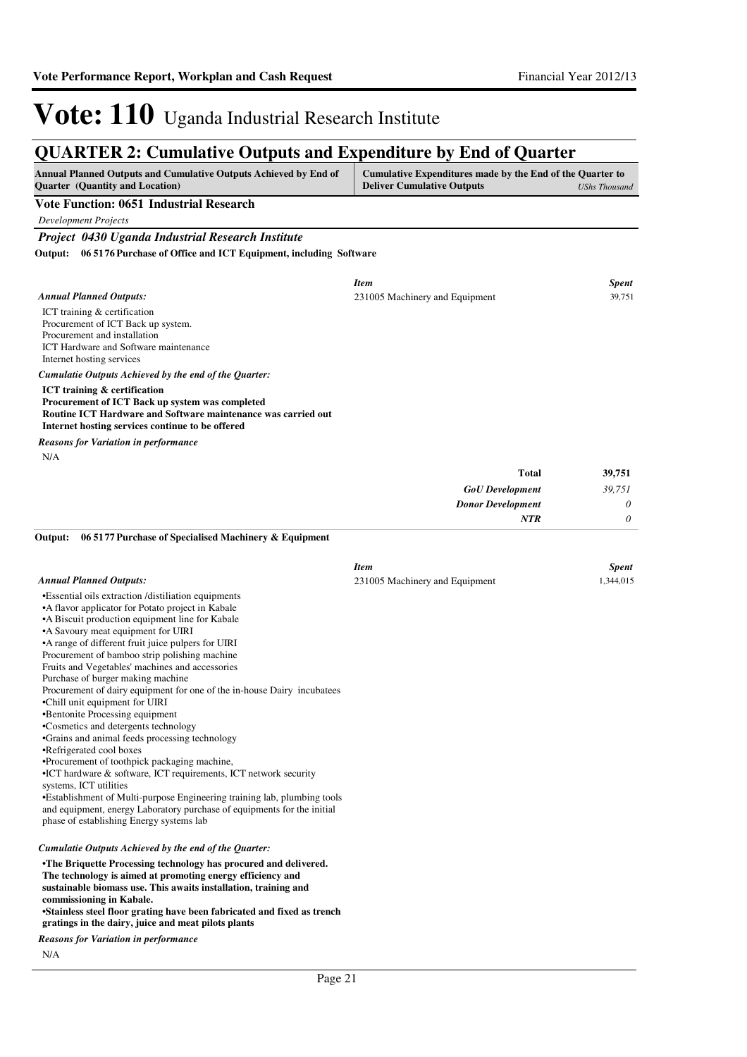# Vote: 110 Uganda Industrial Research Institute

## QUARTER 2: Cumulative Outputs and Expenditure by End of Quarter

| Annual Planned Outputs and Cumulative Outputs Achieved by End of Quarter (Quantity and Location) | Cumulative Expenditures made by the End of the Quarter to Deliver Cumulative Outputs *UShs Thousand* |
|---|---|

### Vote Function: 0651 Industrial Research

*Development Projects*

#### *Project 0430 Uganda Industrial Research Institute*

**Output: 06 5176 Purchase of Office and ICT Equipment, including Software**

*Annual Planned Outputs:*

ICT training & certification
Procurement of ICT Back up system.
Procurement and installation
ICT Hardware and Software maintenance
Internet hosting services

*Cumulatie Outputs Achieved by the end of the Quarter:*

**ICT training & certification**
**Procurement of ICT Back up system was completed**
**Routine ICT Hardware and Software maintenance was carried out**
**Internet hosting services continue to be offered**

*Reasons for Variation in performance*

N/A

| *Item* | *Spent* |
|---|---|
| 231005 Machinery and Equipment | 39,751 |
| **Total** | **39,751** |
| ***GoU Development*** | *39,751* |
| ***Donor Development*** | *0* |
| ***NTR*** | *0* |

**Output: 06 5177 Purchase of Specialised Machinery & Equipment**

*Annual Planned Outputs:*

•Essential oils extraction /distiliation equipments
•A flavor applicator for Potato project in Kabale
•A Biscuit production equipment line for Kabale
•A Savoury meat equipment for UIRI
•A range of different fruit juice pulpers for UIRI
Procurement of bamboo strip polishing machine
Fruits and Vegetables' machines and accessories
Purchase of burger making machine
Procurement of dairy equipment for one of the in-house Dairy incubatees
•Chill unit equipment for UIRI
•Bentonite Processing equipment
•Cosmetics and detergents technology
•Grains and animal feeds processing technology
•Refrigerated cool boxes
•Procurement of toothpick packaging machine,
•ICT hardware & software, ICT requirements, ICT network security systems, ICT utilities
•Establishment of Multi-purpose Engineering training lab, plumbing tools and equipment, energy Laboratory purchase of equipments for the initial phase of establishing Energy systems lab

*Cumulatie Outputs Achieved by the end of the Quarter:*

**•The Briquette Processing technology has procured and delivered. The technology is aimed at promoting energy efficiency and sustainable biomass use. This awaits installation, training and commissioning in Kabale.**
**•Stainless steel floor grating have been fabricated and fixed as trench gratings in the dairy, juice and meat pilots plants**

*Reasons for Variation in performance*

N/A

| *Item* | *Spent* |
|---|---|
| 231005 Machinery and Equipment | 1,344,015 |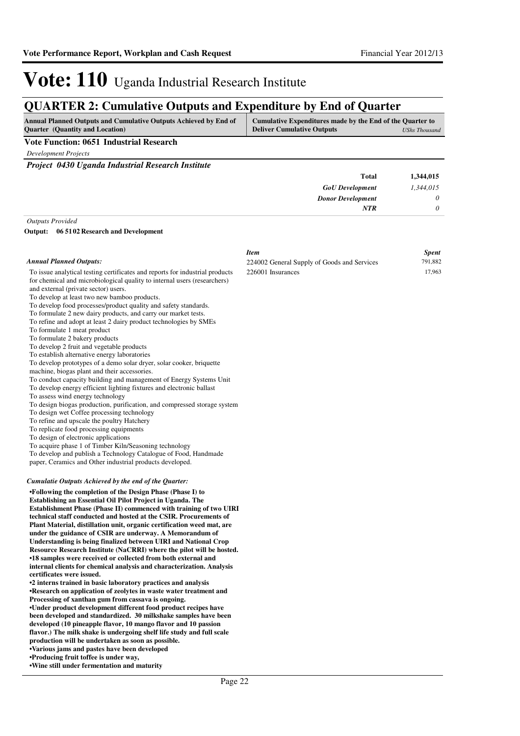# Vote: 110 Uganda Industrial Research Institute

## QUARTER 2: Cumulative Outputs and Expenditure by End of Quarter

| Annual Planned Outputs and Cumulative Outputs Achieved by End of Quarter (Quantity and Location) | Cumulative Expenditures made by the End of the Quarter to Deliver Cumulative Outputs *UShs Thousand* |
|---|---|

**Vote Function: 0651 Industrial Research**

*Development Projects*

***Project 0430 Uganda Industrial Research Institute***

| | |
|---|---|
| **Total** | **1,344,015** |
| *GoU Development* | *1,344,015* |
| *Donor Development* | *0* |
| *NTR* | *0* |

*Outputs Provided*

**Output: 06 5102 Research and Development**

| *Item* | *Spent* |
|---|---|
| 224002 General Supply of Goods and Services | 791,882 |
| 226001 Insurances | 17,963 |

*Annual Planned Outputs:*

To issue analytical testing certificates and reports for industrial products for chemical and microbiological quality to internal users (researchers) and external (private sector) users.
To develop at least two new bamboo products.
To develop food processes/product quality and safety standards.
To formulate 2 new dairy products, and carry our market tests.
To refine and adopt at least 2 dairy product technologies by SMEs
To formulate 1 meat product
To formulate 2 bakery products
To develop 2 fruit and vegetable products
To establish alternative energy laboratories
To develop prototypes of a demo solar dryer, solar cooker, briquette machine, biogas plant and their accessories.
To conduct capacity building and management of Energy Systems Unit
To develop energy efficient lighting fixtures and electronic ballast
To assess wind energy technology
To design biogas production, purification, and compressed storage system
To design wet Coffee processing technology
To refine and upscale the poultry Hatchery
To replicate food processing equipments
To design of electronic applications
To acquire phase 1 of Timber Kiln/Seasoning technology
To develop and publish a Technology Catalogue of Food, Handmade paper, Ceramics and Other industrial products developed.

*Cumulatie Outputs Achieved by the end of the Quarter:*

**•Following the completion of the Design Phase (Phase I) to Establishing an Essential Oil Pilot Project in Uganda. The Establishment Phase (Phase II) commenced with training of two UIRI technical staff conducted and hosted at the CSIR. Procurements of Plant Material, distillation unit, organic certification weed mat, are under the guidance of CSIR are underway. A Memorandum of Understanding is being finalized between UIRI and National Crop Resource Research Institute (NaCRRI) where the pilot will be hosted.**
**•18 samples were received or collected from both external and internal clients for chemical analysis and characterization. Analysis certificates were issued.**
**•2 interns trained in basic laboratory practices and analysis**
**•Research on application of zeolytes in waste water treatment and Processing of xanthan gum from cassava is ongoing.**
**•Under product development different food product recipes have been developed and standardized. 30 milkshake samples have been developed (10 pineapple flavor, 10 mango flavor and 10 passion flavor.) The milk shake is undergoing shelf life study and full scale production will be undertaken as soon as possible.**
**•Various jams and pastes have been developed**
**•Producing fruit toffee is under way,**
**•Wine still under fermentation and maturity**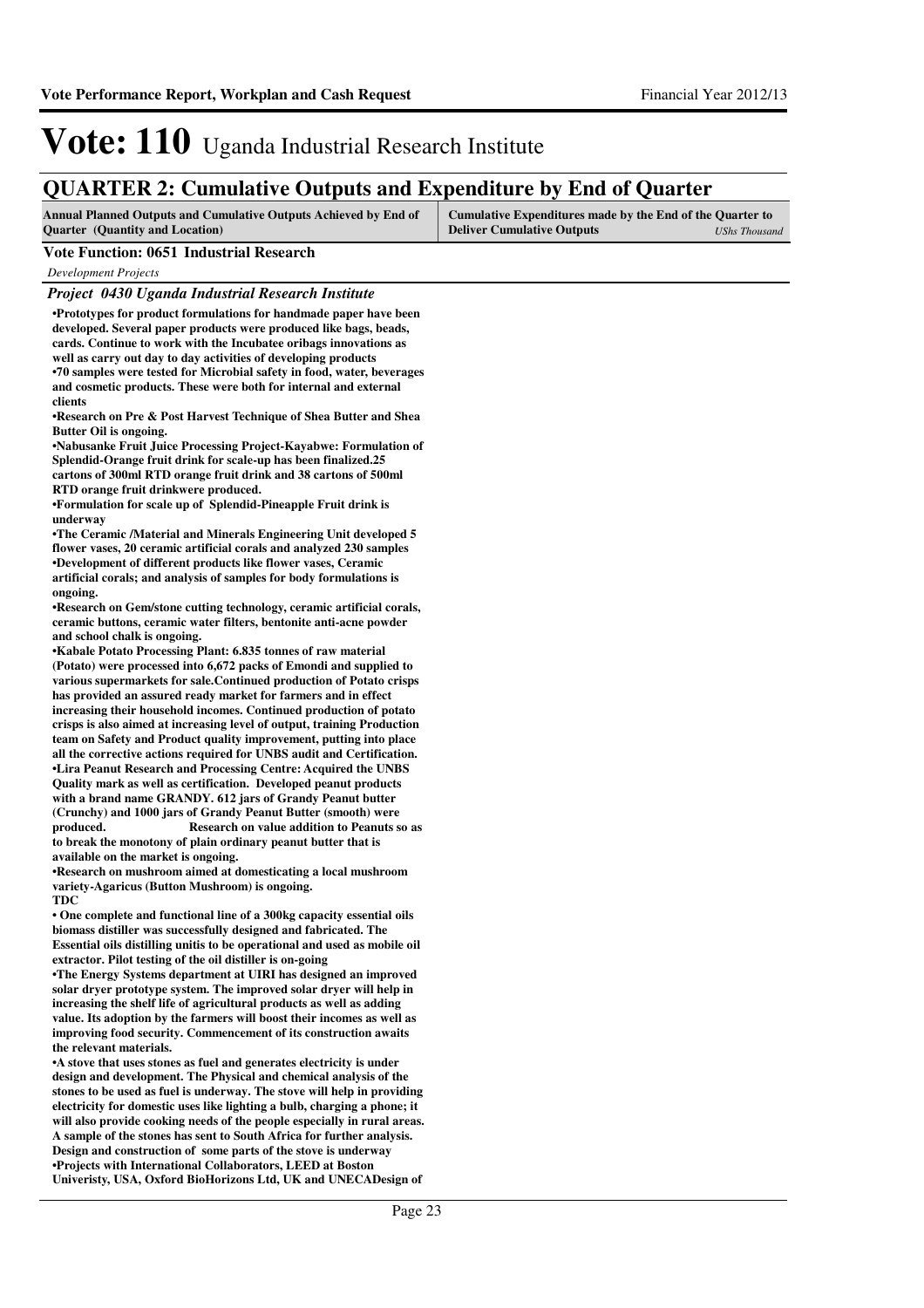# Vote: 110 Uganda Industrial Research Institute

## QUARTER 2: Cumulative Outputs and Expenditure by End of Quarter

| Annual Planned Outputs and Cumulative Outputs Achieved by End of Quarter (Quantity and Location) | Cumulative Expenditures made by the End of the Quarter to Deliver Cumulative Outputs *UShs Thousand* |
|---|---|

**Vote Function: 0651 Industrial Research**

*Development Projects*

***Project 0430 Uganda Industrial Research Institute***

**•Prototypes for product formulations for handmade paper have been developed. Several paper products were produced like bags, beads, cards. Continue to work with the Incubatee oribags innovations as well as carry out day to day activities of developing products**
**•70 samples were tested for Microbial safety in food, water, beverages and cosmetic products. These were both for internal and external clients**
**•Research on Pre & Post Harvest Technique of Shea Butter and Shea Butter Oil is ongoing.**
**•Nabusanke Fruit Juice Processing Project-Kayabwe: Formulation of Splendid-Orange fruit drink for scale-up has been finalized.25 cartons of 300ml RTD orange fruit drink and 38 cartons of 500ml RTD orange fruit drinkwere produced.**
**•Formulation for scale up of Splendid-Pineapple Fruit drink is underway**
**•The Ceramic /Material and Minerals Engineering Unit developed 5 flower vases, 20 ceramic artificial corals and analyzed 230 samples**
**•Development of different products like flower vases, Ceramic artificial corals; and analysis of samples for body formulations is ongoing.**
**•Research on Gem/stone cutting technology, ceramic artificial corals, ceramic buttons, ceramic water filters, bentonite anti-acne powder and school chalk is ongoing.**
**•Kabale Potato Processing Plant: 6.835 tonnes of raw material (Potato) were processed into 6,672 packs of Emondi and supplied to various supermarkets for sale.Continued production of Potato crisps has provided an assured ready market for farmers and in effect increasing their household incomes. Continued production of potato crisps is also aimed at increasing level of output, training Production team on Safety and Product quality improvement, putting into place all the corrective actions required for UNBS audit and Certification.**
**•Lira Peanut Research and Processing Centre: Acquired the UNBS Quality mark as well as certification. Developed peanut products with a brand name GRANDY. 612 jars of Grandy Peanut butter (Crunchy) and 1000 jars of Grandy Peanut Butter (smooth) were produced. Research on value addition to Peanuts so as to break the monotony of plain ordinary peanut butter that is available on the market is ongoing.**
**•Research on mushroom aimed at domesticating a local mushroom variety-Agaricus (Button Mushroom) is ongoing.**
**TDC**
**• One complete and functional line of a 300kg capacity essential oils biomass distiller was successfully designed and fabricated. The Essential oils distilling unitis to be operational and used as mobile oil extractor. Pilot testing of the oil distiller is on-going**
**•The Energy Systems department at UIRI has designed an improved solar dryer prototype system. The improved solar dryer will help in increasing the shelf life of agricultural products as well as adding value. Its adoption by the farmers will boost their incomes as well as improving food security. Commencement of its construction awaits the relevant materials.**
**•A stove that uses stones as fuel and generates electricity is under design and development. The Physical and chemical analysis of the stones to be used as fuel is underway. The stove will help in providing electricity for domestic uses like lighting a bulb, charging a phone; it will also provide cooking needs of the people especially in rural areas. A sample of the stones has sent to South Africa for further analysis. Design and construction of some parts of the stove is underway**
**•Projects with International Collaborators, LEED at Boston Univeristy, USA, Oxford BioHorizons Ltd, UK and UNECADesign of**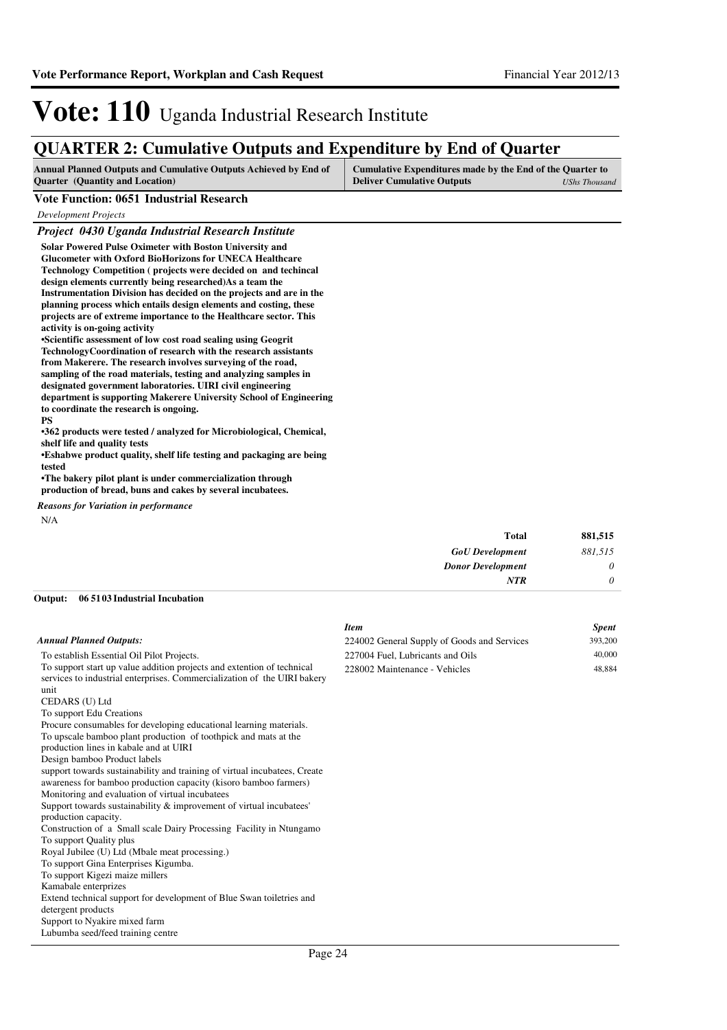## QUARTER 2: Cumulative Outputs and Expenditure by End of Quarter

| Annual Planned Outputs and Cumulative Outputs Achieved by End of Quarter (Quantity and Location) | Cumulative Expenditures made by the End of the Quarter to Deliver Cumulative Outputs *UShs Thousand* |
|---|---|

**Vote Function: 0651 Industrial Research**

*Development Projects*

### *Project 0430 Uganda Industrial Research Institute*

**Solar Powered Pulse Oximeter with Boston University and Glucometer with Oxford BioHorizons for UNECA Healthcare Technology Competition ( projects were decided on and techincal design elements currently being researched)As a team the Instrumentation Division has decided on the projects and are in the planning process which entails design elements and costing, these projects are of extreme importance to the Healthcare sector. This activity is on-going activity**

**•Scientific assessment of low cost road sealing using Geogrit TechnologyCoordination of research with the research assistants from Makerere. The research involves surveying of the road, sampling of the road materials, testing and analyzing samples in designated government laboratories. UIRI civil engineering department is supporting Makerere University School of Engineering to coordinate the research is ongoing.**

**PS**

**•362 products were tested / analyzed for Microbiological, Chemical, shelf life and quality tests**

**•Eshabwe product quality, shelf life testing and packaging are being tested**

**•The bakery pilot plant is under commercialization through production of bread, buns and cakes by several incubatees.**

*Reasons for Variation in performance*

N/A

| | |
|---|---|
| **Total** | **881,515** |
| *GoU Development* | *881,515* |
| *Donor Development* | *0* |
| *NTR* | *0* |

**Output: 06 5103 Industrial Incubation**

*Annual Planned Outputs:*

To establish Essential Oil Pilot Projects.
To support start up value addition projects and extention of technical services to industrial enterprises. Commercialization of the UIRI bakery unit
CEDARS (U) Ltd
To support Edu Creations
Procure consumables for developing educational learning materials.
To upscale bamboo plant production of toothpick and mats at the production lines in kabale and at UIRI
Design bamboo Product labels
support towards sustainability and training of virtual incubatees, Create awareness for bamboo production capacity (kisoro bamboo farmers)
Monitoring and evaluation of virtual incubatees
Support towards sustainability & improvement of virtual incubatees' production capacity.
Construction of a Small scale Dairy Processing Facility in Ntungamo
To support Quality plus
Royal Jubilee (U) Ltd (Mbale meat processing.)
To support Gina Enterprises Kigumba.
To support Kigezi maize millers
Kamabale enterprizes
Extend technical support for development of Blue Swan toiletries and detergent products
Support to Nyakire mixed farm
Lubumba seed/feed training centre

| *Item* | *Spent* |
|---|---|
| 224002 General Supply of Goods and Services | 393,200 |
| 227004 Fuel, Lubricants and Oils | 40,000 |
| 228002 Maintenance - Vehicles | 48,884 |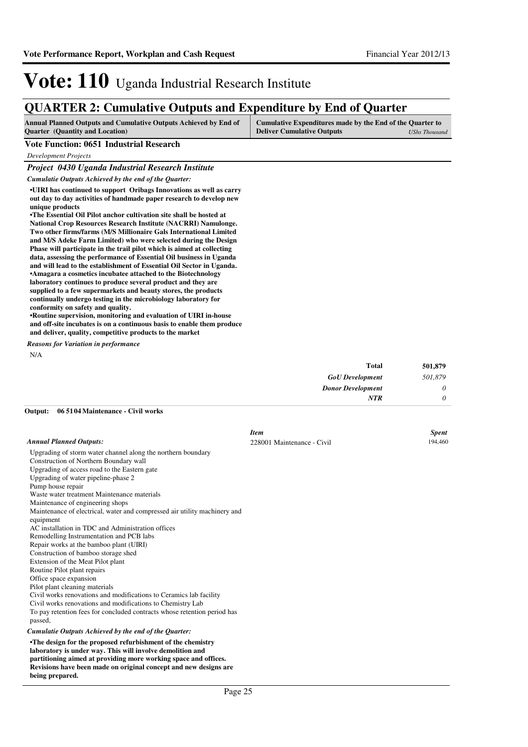# Vote: 110 Uganda Industrial Research Institute

## QUARTER 2: Cumulative Outputs and Expenditure by End of Quarter

| Annual Planned Outputs and Cumulative Outputs Achieved by End of Quarter (Quantity and Location) | Cumulative Expenditures made by the End of the Quarter to Deliver Cumulative Outputs *UShs Thousand* |
|---|---|

### Vote Function: 0651 Industrial Research

*Development Projects*

#### *Project 0430 Uganda Industrial Research Institute*

*Cumulatie Outputs Achieved by the end of the Quarter:*

**•UIRI has continued to support Oribags Innovations as well as carry out day to day activities of handmade paper research to develop new unique products**
**•The Essential Oil Pilot anchor cultivation site shall be hosted at National Crop Resources Research Institute (NACRRI) Namulonge. Two other firms/farms (M/S Millionaire Gals International Limited and M/S Adeke Farm Limited) who were selected during the Design Phase will participate in the trail pilot which is aimed at collecting data, assessing the performance of Essential Oil business in Uganda and will lead to the establishment of Essential Oil Sector in Uganda.**
**•Amagara a cosmetics incubatee attached to the Biotechnology laboratory continues to produce several product and they are supplied to a few supermarkets and beauty stores, the products continually undergo testing in the microbiology laboratory for conformity on safety and quality.**
**•Routine supervision, monitoring and evaluation of UIRI in-house and off-site incubates is on a continuous basis to enable them produce and deliver, quality, competitive products to the market**

*Reasons for Variation in performance*

N/A

| | |
|---|---|
| **Total** | **501,879** |
| ***GoU Development*** | *501,879* |
| ***Donor Development*** | *0* |
| ***NTR*** | *0* |

**Output: 06 51 04 Maintenance - Civil works**

*Annual Planned Outputs:*

Upgrading of storm water channel along the northern boundary
Construction of Northern Boundary wall
Upgrading of access road to the Eastern gate
Upgrading of water pipeline-phase 2
Pump house repair
Waste water treatment Maintenance materials
Maintenance of engineering shops
Maintenance of electrical, water and compressed air utility machinery and equipment
AC installation in TDC and Administration offices
Remodelling Instrumentation and PCB labs
Repair works at the bamboo plant (UIRI)
Construction of bamboo storage shed
Extension of the Meat Pilot plant
Routine Pilot plant repairs
Office space expansion
Pilot plant cleaning materials
Civil works renovations and modifications to Ceramics lab facility
Civil works renovations and modifications to Chemistry Lab
To pay retention fees for concluded contracts whose retention period has passed,

| *Item* | *Spent* |
|---|---|
| 228001 Maintenance - Civil | 194,460 |

*Cumulatie Outputs Achieved by the end of the Quarter:*

**•The design for the proposed refurbishment of the chemistry laboratory is under way. This will involve demolition and partitioning aimed at providing more working space and offices. Revisions have been made on original concept and new designs are being prepared.**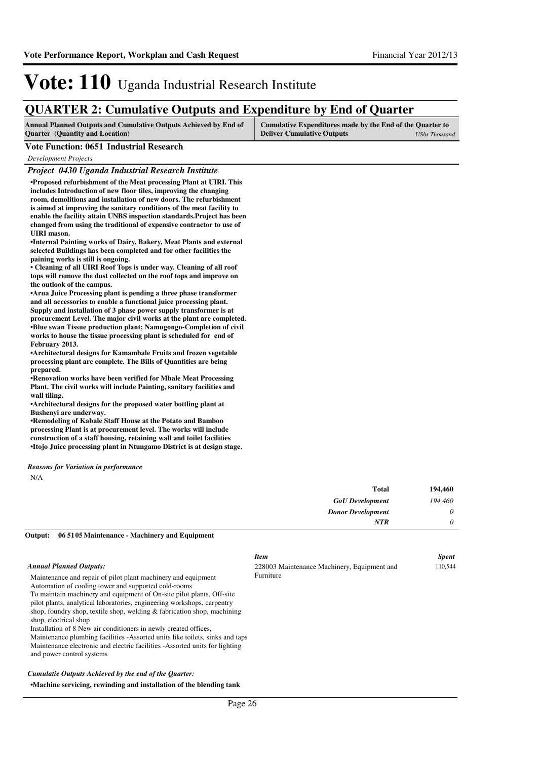# Vote: 110 Uganda Industrial Research Institute

## QUARTER 2: Cumulative Outputs and Expenditure by End of Quarter

| Annual Planned Outputs and Cumulative Outputs Achieved by End of Quarter (Quantity and Location) | Cumulative Expenditures made by the End of the Quarter to Deliver Cumulative Outputs *UShs Thousand* |
|---|---|

**Vote Function: 0651 Industrial Research**

*Development Projects*

***Project 0430 Uganda Industrial Research Institute***

**•Proposed refurbishment of the Meat processing Plant at UIRI. This includes Introduction of new floor tiles, improving the changing room, demolitions and installation of new doors. The refurbishment is aimed at improving the sanitary conditions of the meat facility to enable the facility attain UNBS inspection standards.Project has been changed from using the traditional of expensive contractor to use of UIRI mason.**

**•Internal Painting works of Dairy, Bakery, Meat Plants and external selected Buildings has been completed and for other facilities the paining works is still is ongoing.**

**• Cleaning of all UIRI Roof Tops is under way. Cleaning of all roof tops will remove the dust collected on the roof tops and improve on the outlook of the campus.**

**•Arua Juice Processing plant is pending a three phase transformer and all accessories to enable a functional juice processing plant. Supply and installation of 3 phase power supply transformer is at procurement Level. The major civil works at the plant are completed.**

**•Blue swan Tissue production plant; Namugongo-Completion of civil works to house the tissue processing plant is scheduled for end of February 2013.**

**•Architectural designs for Kamambale Fruits and frozen vegetable processing plant are complete. The Bills of Quantities are being prepared.**

**•Renovation works have been verified for Mbale Meat Processing Plant. The civil works will include Painting, sanitary facilities and wall tiling.**

**•Architectural designs for the proposed water bottling plant at Bushenyi are underway.**

**•Remodeling of Kabale Staff House at the Potato and Bamboo processing Plant is at procurement level. The works will include construction of a staff housing, retaining wall and toilet facilities**

**•Itojo Juice processing plant in Ntungamo District is at design stage.**

*Reasons for Variation in performance*

N/A

| | |
|---|---|
| **Total** | **194,460** |
| *GoU Development* | *194,460* |
| *Donor Development* | *0* |
| *NTR* | *0* |

**Output: 06 51 05 Maintenance - Machinery and Equipment**

*Annual Planned Outputs:*

Maintenance and repair of pilot plant machinery and equipment
Automation of cooling tower and supported cold-rooms
To maintain machinery and equipment of On-site pilot plants, Off-site pilot plants, analytical laboratories, engineering workshops, carpentry shop, foundry shop, textile shop, welding & fabrication shop, machining shop, electrical shop
Installation of 8 New air conditioners in newly created offices,
Maintenance plumbing facilities -Assorted units like toilets, sinks and taps
Maintenance electronic and electric facilities -Assorted units for lighting and power control systems

| *Item* | *Spent* |
|---|---|
| 228003 Maintenance Machinery, Equipment and Furniture | 110,544 |

*Cumulatie Outputs Achieved by the end of the Quarter:*

**•Machine servicing, rewinding and installation of the blending tank**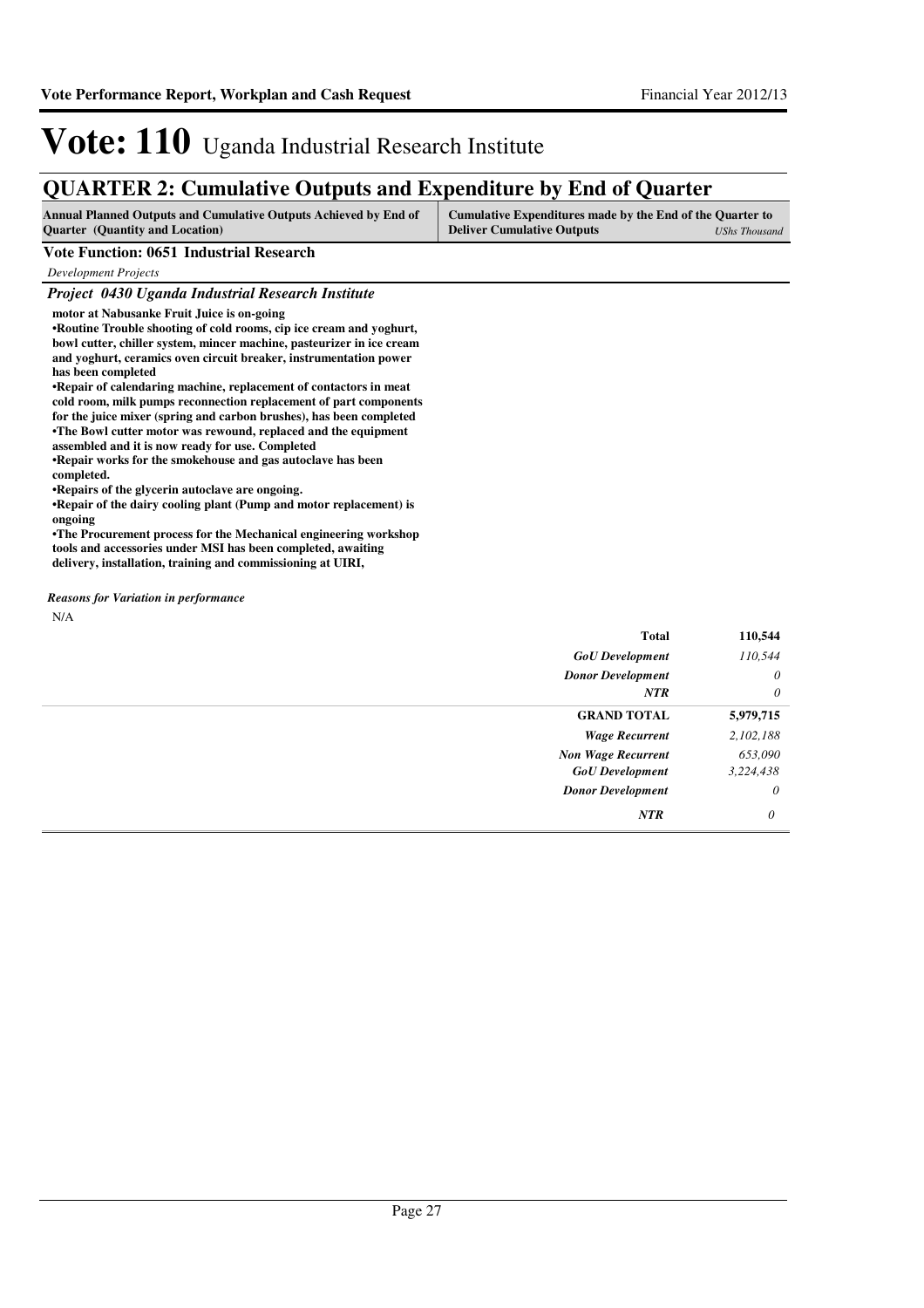# Vote: 110 Uganda Industrial Research Institute

## QUARTER 2: Cumulative Outputs and Expenditure by End of Quarter

| Annual Planned Outputs and Cumulative Outputs Achieved by End of Quarter (Quantity and Location) | Cumulative Expenditures made by the End of the Quarter to Deliver Cumulative Outputs | *UShs Thousand* |
|---|---|---|

**Vote Function: 0651 Industrial Research**

*Development Projects*

***Project 0430 Uganda Industrial Research Institute***

**motor at Nabusanke Fruit Juice is on-going**
**•Routine Trouble shooting of cold rooms, cip ice cream and yoghurt, bowl cutter, chiller system, mincer machine, pasteurizer in ice cream and yoghurt, ceramics oven circuit breaker, instrumentation power has been completed**
**•Repair of calendaring machine, replacement of contactors in meat cold room, milk pumps reconnection replacement of part components for the juice mixer (spring and carbon brushes), has been completed**
**•The Bowl cutter motor was rewound, replaced and the equipment assembled and it is now ready for use. Completed**
**•Repair works for the smokehouse and gas autoclave has been completed.**
**•Repairs of the glycerin autoclave are ongoing.**
**•Repair of the dairy cooling plant (Pump and motor replacement) is ongoing**
**•The Procurement process for the Mechanical engineering workshop tools and accessories under MSI has been completed, awaiting delivery, installation, training and commissioning at UIRI,**

*Reasons for Variation in performance*

N/A

| | |
|---|---|
| **Total** | **110,544** |
| *GoU Development* | *110,544* |
| *Donor Development* | *0* |
| *NTR* | *0* |
| **GRAND TOTAL** | **5,979,715** |
| *Wage Recurrent* | *2,102,188* |
| *Non Wage Recurrent* | *653,090* |
| *GoU Development* | *3,224,438* |
| *Donor Development* | *0* |
| *NTR* | *0* |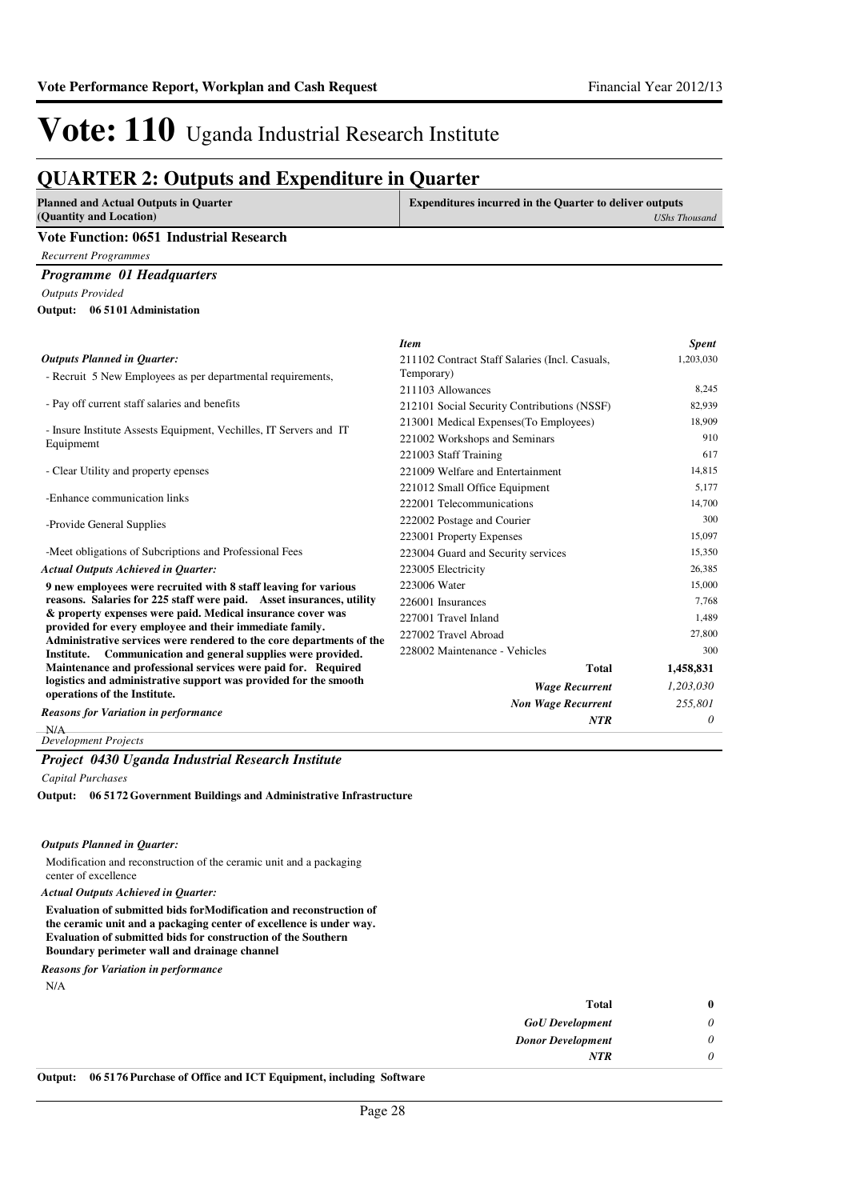# Vote: 110 Uganda Industrial Research Institute

## QUARTER 2: Outputs and Expenditure in Quarter

| Planned and Actual Outputs in Quarter (Quantity and Location) | Expenditures incurred in the Quarter to deliver outputs *UShs Thousand* |
|---|---|

### Vote Function: 0651 Industrial Research

*Recurrent Programmes*

#### *Programme 01 Headquarters*

*Outputs Provided*

**Output: 06 5101 Administation**

***Outputs Planned in Quarter:***

- Recruit 5 New Employees as per departmental requirements,

- Pay off current staff salaries and benefits

- Insure Institute Assests Equipment, Vechilles, IT Servers and IT Equipmemt

- Clear Utility and property epenses

-Enhance communication links

-Provide General Supplies

-Meet obligations of Subcriptions and Professional Fees

***Actual Outputs Achieved in Quarter:***

**9 new employees were recruited with 8 staff leaving for various reasons. Salaries for 225 staff were paid. Asset insurances, utility & property expenses were paid. Medical insurance cover was provided for every employee and their immediate family. Administrative services were rendered to the core departments of the Institute. Communication and general supplies were provided. Maintenance and professional services were paid for. Required logistics and administrative support was provided for the smooth operations of the Institute.**

***Reasons for Variation in performance***

N/A

| *Item* | *Spent* |
|---|---|
| 211102 Contract Staff Salaries (Incl. Casuals, Temporary) | 1,203,030 |
| 211103 Allowances | 8,245 |
| 212101 Social Security Contributions (NSSF) | 82,939 |
| 213001 Medical Expenses(To Employees) | 18,909 |
| 221002 Workshops and Seminars | 910 |
| 221003 Staff Training | 617 |
| 221009 Welfare and Entertainment | 14,815 |
| 221012 Small Office Equipment | 5,177 |
| 222001 Telecommunications | 14,700 |
| 222002 Postage and Courier | 300 |
| 223001 Property Expenses | 15,097 |
| 223004 Guard and Security services | 15,350 |
| 223005 Electricity | 26,385 |
| 223006 Water | 15,000 |
| 226001 Insurances | 7,768 |
| 227001 Travel Inland | 1,489 |
| 227002 Travel Abroad | 27,800 |
| 228002 Maintenance - Vehicles | 300 |
| **Total** | **1,458,831** |
| ***Wage Recurrent*** | *1,203,030* |
| ***Non Wage Recurrent*** | *255,801* |
| ***NTR*** | *0* |

*Development Projects*

#### *Project 0430 Uganda Industrial Research Institute*

*Capital Purchases*

**Output: 06 5172 Government Buildings and Administrative Infrastructure**

***Outputs Planned in Quarter:***

Modification and reconstruction of the ceramic unit and a packaging center of excellence

***Actual Outputs Achieved in Quarter:***

**Evaluation of submitted bids forModification and reconstruction of the ceramic unit and a packaging center of excellence is under way. Evaluation of submitted bids for construction of the Southern Boundary perimeter wall and drainage channel**

***Reasons for Variation in performance***

N/A

| | |
|---|---|
| **Total** | **0** |
| ***GoU Development*** | *0* |
| ***Donor Development*** | *0* |
| ***NTR*** | *0* |

**Output: 06 5176 Purchase of Office and ICT Equipment, including Software**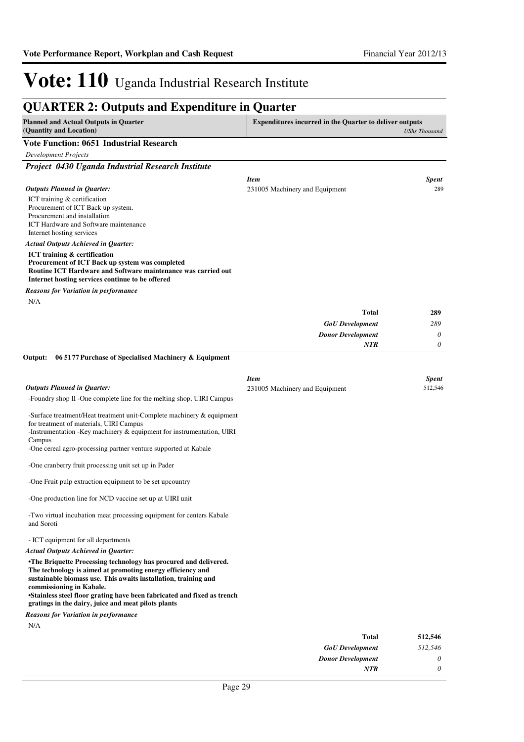# Vote: 110 Uganda Industrial Research Institute

## QUARTER 2: Outputs and Expenditure in Quarter

| Planned and Actual Outputs in Quarter (Quantity and Location) | Expenditures incurred in the Quarter to deliver outputs *UShs Thousand* |
|---|---|

### Vote Function: 0651 Industrial Research

*Development Projects*

### *Project 0430 Uganda Industrial Research Institute*

*Outputs Planned in Quarter:*

ICT training & certification
Procurement of ICT Back up system.
Procurement and installation
ICT Hardware and Software maintenance
Internet hosting services

*Actual Outputs Achieved in Quarter:*

**ICT training & certification**
**Procurement of ICT Back up system was completed**
**Routine ICT Hardware and Software maintenance was carried out**
**Internet hosting services continue to be offered**

*Reasons for Variation in performance*

N/A

| *Item* | *Spent* |
|---|---|
| 231005 Machinery and Equipment | 289 |
| **Total** | **289** |
| *GoU Development* | *289* |
| *Donor Development* | *0* |
| *NTR* | *0* |

**Output: 06 5177 Purchase of Specialised Machinery & Equipment**

*Outputs Planned in Quarter:*

-Foundry shop II -One complete line for the melting shop, UIRI Campus

-Surface treatment/Heat treatment unit-Complete machinery & equipment for treatment of materials, UIRI Campus
-Instrumentation -Key machinery & equipment for instrumentation, UIRI Campus
-One cereal agro-processing partner venture supported at Kabale

-One cranberry fruit processing unit set up in Pader

-One Fruit pulp extraction equipment to be set upcountry

-One production line for NCD vaccine set up at UIRI unit

-Two virtual incubation meat processing equipment for centers Kabale and Soroti

- ICT equipment for all departments

*Actual Outputs Achieved in Quarter:*

**•The Briquette Processing technology has procured and delivered. The technology is aimed at promoting energy efficiency and sustainable biomass use. This awaits installation, training and commissioning in Kabale.**
**•Stainless steel floor grating have been fabricated and fixed as trench gratings in the dairy, juice and meat pilots plants**

*Reasons for Variation in performance*

N/A

| *Item* | *Spent* |
|---|---|
| 231005 Machinery and Equipment | 512,546 |
| **Total** | **512,546** |
| *GoU Development* | *512,546* |
| *Donor Development* | *0* |
| *NTR* | *0* |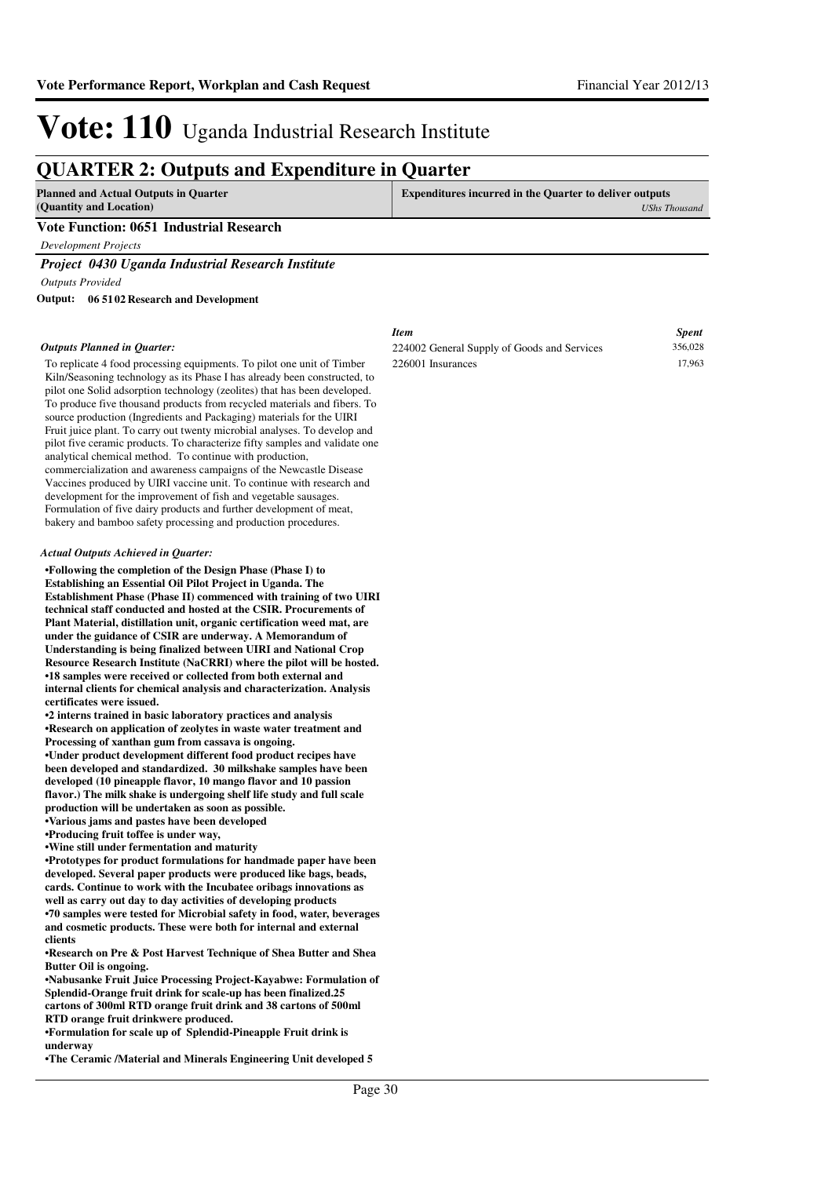# Vote: 110 Uganda Industrial Research Institute

## QUARTER 2: Outputs and Expenditure in Quarter

| Planned and Actual Outputs in Quarter (Quantity and Location) | Expenditures incurred in the Quarter to deliver outputs *UShs Thousand* |
|---|---|

**Vote Function: 0651 Industrial Research**

*Development Projects*

### *Project 0430 Uganda Industrial Research Institute*

*Outputs Provided*

**Output: 06 51 02 Research and Development**

| *Item* | *Spent* |
|---|---|
| 224002 General Supply of Goods and Services | 356,028 |
| 226001 Insurances | 17,963 |

*Outputs Planned in Quarter:*

To replicate 4 food processing equipments. To pilot one unit of Timber Kiln/Seasoning technology as its Phase I has already been constructed, to pilot one Solid adsorption technology (zeolites) that has been developed. To produce five thousand products from recycled materials and fibers. To source production (Ingredients and Packaging) materials for the UIRI Fruit juice plant. To carry out twenty microbial analyses. To develop and pilot five ceramic products. To characterize fifty samples and validate one analytical chemical method. To continue with production, commercialization and awareness campaigns of the Newcastle Disease Vaccines produced by UIRI vaccine unit. To continue with research and development for the improvement of fish and vegetable sausages. Formulation of five dairy products and further development of meat, bakery and bamboo safety processing and production procedures.

*Actual Outputs Achieved in Quarter:*

**•Following the completion of the Design Phase (Phase I) to Establishing an Essential Oil Pilot Project in Uganda. The Establishment Phase (Phase II) commenced with training of two UIRI technical staff conducted and hosted at the CSIR. Procurements of Plant Material, distillation unit, organic certification weed mat, are under the guidance of CSIR are underway. A Memorandum of Understanding is being finalized between UIRI and National Crop Resource Research Institute (NaCRRI) where the pilot will be hosted.**
**•18 samples were received or collected from both external and internal clients for chemical analysis and characterization. Analysis certificates were issued.**
**•2 interns trained in basic laboratory practices and analysis**
**•Research on application of zeolytes in waste water treatment and Processing of xanthan gum from cassava is ongoing.**
**•Under product development different food product recipes have been developed and standardized. 30 milkshake samples have been developed (10 pineapple flavor, 10 mango flavor and 10 passion flavor.) The milk shake is undergoing shelf life study and full scale production will be undertaken as soon as possible.**
**•Various jams and pastes have been developed**
**•Producing fruit toffee is under way,**
**•Wine still under fermentation and maturity**
**•Prototypes for product formulations for handmade paper have been developed. Several paper products were produced like bags, beads, cards. Continue to work with the Incubatee oribags innovations as well as carry out day to day activities of developing products**
**•70 samples were tested for Microbial safety in food, water, beverages and cosmetic products. These were both for internal and external clients**
**•Research on Pre & Post Harvest Technique of Shea Butter and Shea Butter Oil is ongoing.**
**•Nabusanke Fruit Juice Processing Project-Kayabwe: Formulation of Splendid-Orange fruit drink for scale-up has been finalized.25 cartons of 300ml RTD orange fruit drink and 38 cartons of 500ml RTD orange fruit drinkwere produced.**
**•Formulation for scale up of Splendid-Pineapple Fruit drink is underway**
**•The Ceramic /Material and Minerals Engineering Unit developed 5**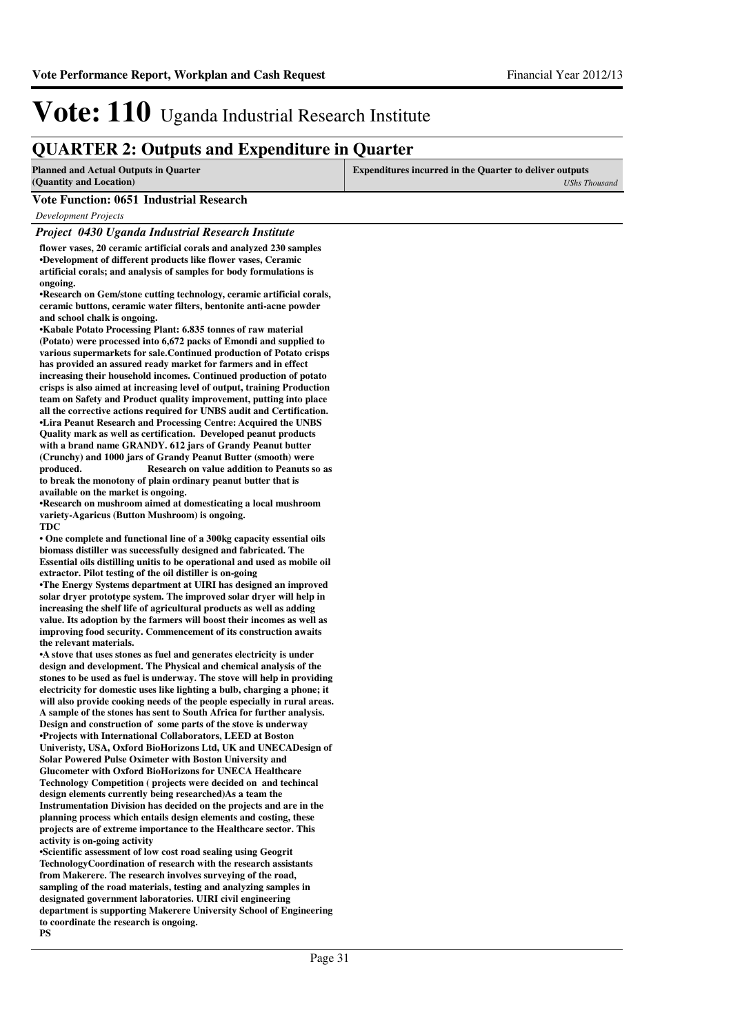# Vote: 110 Uganda Industrial Research Institute

## QUARTER 2: Outputs and Expenditure in Quarter

| Planned and Actual Outputs in Quarter (Quantity and Location) | Expenditures incurred in the Quarter to deliver outputs *UShs Thousand* |
|---|---|

**Vote Function: 0651 Industrial Research**

*Development Projects*

***Project 0430 Uganda Industrial Research Institute***

**flower vases, 20 ceramic artificial corals and analyzed 230 samples**
**•Development of different products like flower vases, Ceramic artificial corals; and analysis of samples for body formulations is ongoing.**
**•Research on Gem/stone cutting technology, ceramic artificial corals, ceramic buttons, ceramic water filters, bentonite anti-acne powder and school chalk is ongoing.**
**•Kabale Potato Processing Plant: 6.835 tonnes of raw material (Potato) were processed into 6,672 packs of Emondi and supplied to various supermarkets for sale.Continued production of Potato crisps has provided an assured ready market for farmers and in effect increasing their household incomes. Continued production of potato crisps is also aimed at increasing level of output, training Production team on Safety and Product quality improvement, putting into place all the corrective actions required for UNBS audit and Certification.**
**•Lira Peanut Research and Processing Centre: Acquired the UNBS Quality mark as well as certification. Developed peanut products with a brand name GRANDY. 612 jars of Grandy Peanut butter (Crunchy) and 1000 jars of Grandy Peanut Butter (smooth) were produced. Research on value addition to Peanuts so as to break the monotony of plain ordinary peanut butter that is available on the market is ongoing.**
**•Research on mushroom aimed at domesticating a local mushroom variety-Agaricus (Button Mushroom) is ongoing.**
**TDC**
**• One complete and functional line of a 300kg capacity essential oils biomass distiller was successfully designed and fabricated. The Essential oils distilling unitis to be operational and used as mobile oil extractor. Pilot testing of the oil distiller is on-going**
**•The Energy Systems department at UIRI has designed an improved solar dryer prototype system. The improved solar dryer will help in increasing the shelf life of agricultural products as well as adding value. Its adoption by the farmers will boost their incomes as well as improving food security. Commencement of its construction awaits the relevant materials.**
**•A stove that uses stones as fuel and generates electricity is under design and development. The Physical and chemical analysis of the stones to be used as fuel is underway. The stove will help in providing electricity for domestic uses like lighting a bulb, charging a phone; it will also provide cooking needs of the people especially in rural areas. A sample of the stones has sent to South Africa for further analysis. Design and construction of some parts of the stove is underway**
**•Projects with International Collaborators, LEED at Boston Univeristy, USA, Oxford BioHorizons Ltd, UK and UNECADesign of Solar Powered Pulse Oximeter with Boston University and Glucometer with Oxford BioHorizons for UNECA Healthcare Technology Competition ( projects were decided on and techincal design elements currently being researched)As a team the Instrumentation Division has decided on the projects and are in the planning process which entails design elements and costing, these projects are of extreme importance to the Healthcare sector. This activity is on-going activity**
**•Scientific assessment of low cost road sealing using Geogrit TechnologyCoordination of research with the research assistants from Makerere. The research involves surveying of the road, sampling of the road materials, testing and analyzing samples in designated government laboratories. UIRI civil engineering department is supporting Makerere University School of Engineering to coordinate the research is ongoing.**
**PS**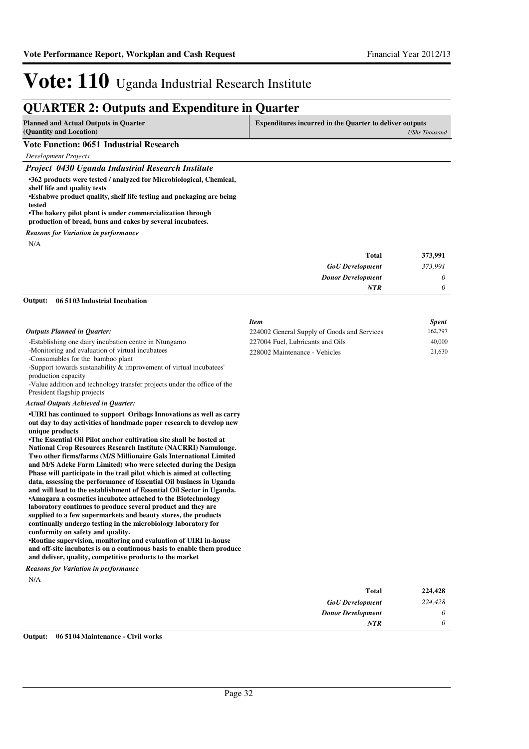# Vote: 110 Uganda Industrial Research Institute

## QUARTER 2: Outputs and Expenditure in Quarter

| Planned and Actual Outputs in Quarter (Quantity and Location) | Expenditures incurred in the Quarter to deliver outputs *UShs Thousand* |
|---|---|

**Vote Function: 0651 Industrial Research**

*Development Projects*

### *Project 0430 Uganda Industrial Research Institute*

**•362 products were tested / analyzed for Microbiological, Chemical, shelf life and quality tests**
**•Eshabwe product quality, shelf life testing and packaging are being tested**
**•The bakery pilot plant is under commercialization through production of bread, buns and cakes by several incubatees.**

*Reasons for Variation in performance*

N/A

| | |
|---|---|
| **Total** | **373,991** |
| *GoU Development* | *373,991* |
| *Donor Development* | *0* |
| *NTR* | *0* |

**Output: 06 5103 Industrial Incubation**

*Outputs Planned in Quarter:*

-Establishing one dairy incubation centre in Ntungamo
-Monitoring and evaluation of virtual incubatees
-Consumables for the bamboo plant
-Support towards sustanability & improvement of virtual incubatees' production capacity
-Value addition and technology transfer projects under the office of the President flagship projects

| *Item* | *Spent* |
|---|---|
| 224002 General Supply of Goods and Services | 162,797 |
| 227004 Fuel, Lubricants and Oils | 40,000 |
| 228002 Maintenance - Vehicles | 21,630 |

*Actual Outputs Achieved in Quarter:*

**•UIRI has continued to support Oribags Innovations as well as carry out day to day activities of handmade paper research to develop new unique products**
**•The Essential Oil Pilot anchor cultivation site shall be hosted at National Crop Resources Research Institute (NACRRI) Namulonge. Two other firms/farms (M/S Millionaire Gals International Limited and M/S Adeke Farm Limited) who were selected during the Design Phase will participate in the trail pilot which is aimed at collecting data, assessing the performance of Essential Oil business in Uganda and will lead to the establishment of Essential Oil Sector in Uganda.**
**•Amagara a cosmetics incubatee attached to the Biotechnology laboratory continues to produce several product and they are supplied to a few supermarkets and beauty stores, the products continually undergo testing in the microbiology laboratory for conformity on safety and quality.**
**•Routine supervision, monitoring and evaluation of UIRI in-house and off-site incubates is on a continuous basis to enable them produce and deliver, quality, competitive products to the market**

*Reasons for Variation in performance*

N/A

| | |
|---|---|
| **Total** | **224,428** |
| *GoU Development* | *224,428* |
| *Donor Development* | *0* |
| *NTR* | *0* |

**Output: 06 5104 Maintenance - Civil works**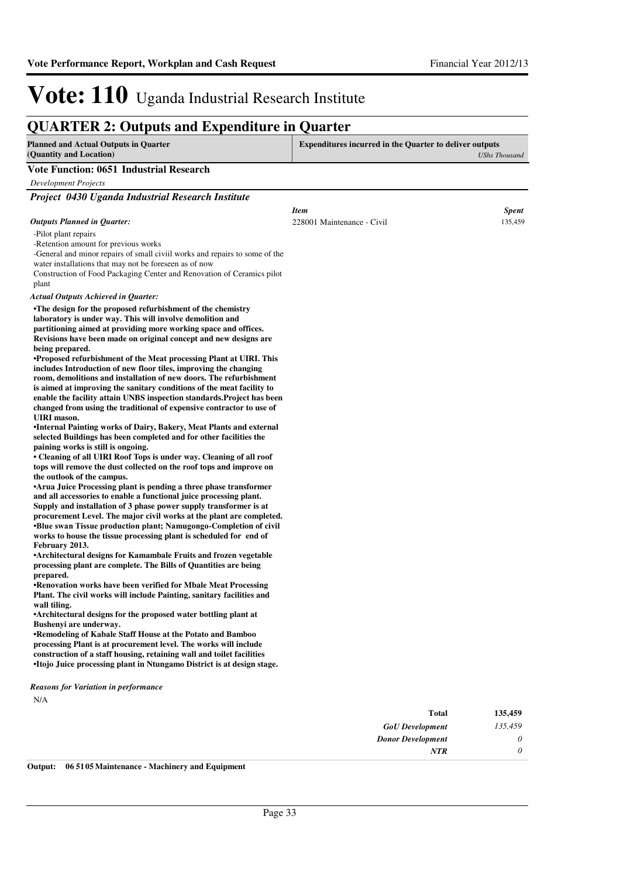# Vote: 110 Uganda Industrial Research Institute

## QUARTER 2: Outputs and Expenditure in Quarter

| Planned and Actual Outputs in Quarter (Quantity and Location) | Expenditures incurred in the Quarter to deliver outputs *UShs Thousand* |
|---|---|

**Vote Function: 0651 Industrial Research**

*Development Projects*

***Project 0430 Uganda Industrial Research Institute***

| *Item* | *Spent* |
|---|---|
| 228001 Maintenance - Civil | 135,459 |

***Outputs Planned in Quarter:***

-Pilot plant repairs
-Retention amount for previous works
-General and minor repairs of small civiil works and repairs to some of the water installations that may not be foreseen as of now
Construction of Food Packaging Center and Renovation of Ceramics pilot plant

***Actual Outputs Achieved in Quarter:***

**•The design for the proposed refurbishment of the chemistry laboratory is under way. This will involve demolition and partitioning aimed at providing more working space and offices. Revisions have been made on original concept and new designs are being prepared.**
**•Proposed refurbishment of the Meat processing Plant at UIRI. This includes Introduction of new floor tiles, improving the changing room, demolitions and installation of new doors. The refurbishment is aimed at improving the sanitary conditions of the meat facility to enable the facility attain UNBS inspection standards.Project has been changed from using the traditional of expensive contractor to use of UIRI mason.**
**•Internal Painting works of Dairy, Bakery, Meat Plants and external selected Buildings has been completed and for other facilities the paining works is still is ongoing.**
**• Cleaning of all UIRI Roof Tops is under way. Cleaning of all roof tops will remove the dust collected on the roof tops and improve on the outlook of the campus.**
**•Arua Juice Processing plant is pending a three phase transformer and all accessories to enable a functional juice processing plant. Supply and installation of 3 phase power supply transformer is at procurement Level. The major civil works at the plant are completed.**
**•Blue swan Tissue production plant; Namugongo-Completion of civil works to house the tissue processing plant is scheduled for end of February 2013.**
**•Architectural designs for Kamambale Fruits and frozen vegetable processing plant are complete. The Bills of Quantities are being prepared.**
**•Renovation works have been verified for Mbale Meat Processing Plant. The civil works will include Painting, sanitary facilities and wall tiling.**
**•Architectural designs for the proposed water bottling plant at Bushenyi are underway.**
**•Remodeling of Kabale Staff House at the Potato and Bamboo processing Plant is at procurement level. The works will include construction of a staff housing, retaining wall and toilet facilities**
**•Itojo Juice processing plant in Ntungamo District is at design stage.**

***Reasons for Variation in performance***

N/A

| | |
|---|---|
| **Total** | **135,459** |
| ***GoU Development*** | *135,459* |
| ***Donor Development*** | *0* |
| ***NTR*** | *0* |

**Output: 06 51 05 Maintenance - Machinery and Equipment**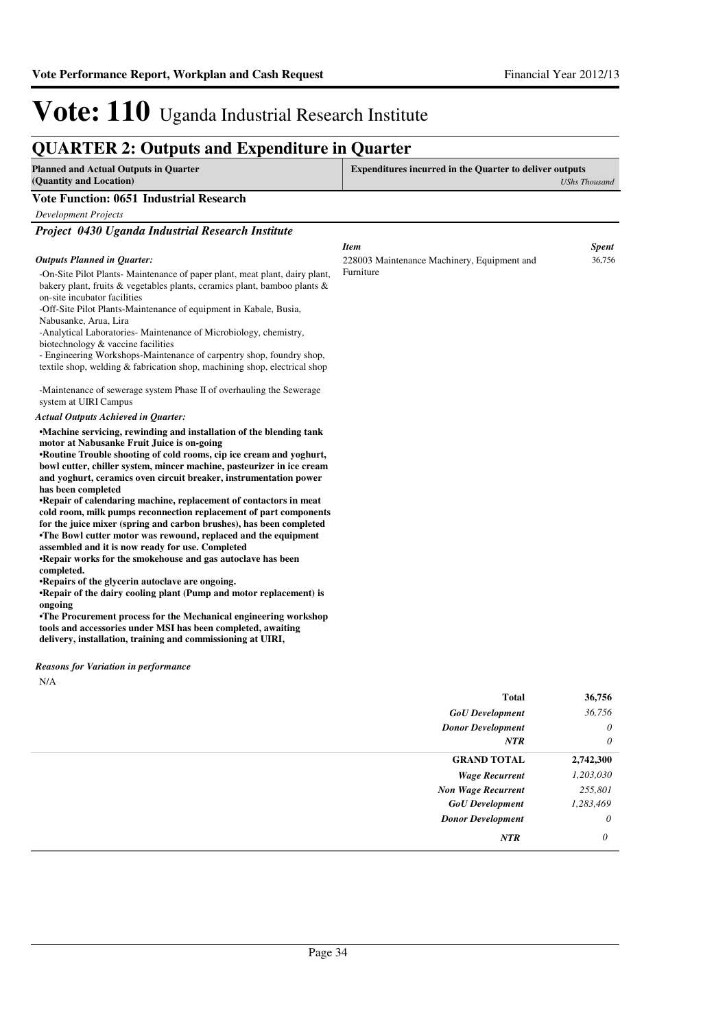# Vote: 110 Uganda Industrial Research Institute

## QUARTER 2: Outputs and Expenditure in Quarter

| Planned and Actual Outputs in Quarter (Quantity and Location) | Expenditures incurred in the Quarter to deliver outputs | USh Thousand |
|---|---|---|

### Vote Function: 0651 Industrial Research

*Development Projects*

#### *Project 0430 Uganda Industrial Research Institute*

| *Item* | *Spent* |
|---|---|
| 228003 Maintenance Machinery, Equipment and Furniture | 36,756 |

***Outputs Planned in Quarter:***

-On-Site Pilot Plants- Maintenance of paper plant, meat plant, dairy plant, bakery plant, fruits & vegetables plants, ceramics plant, bamboo plants & on-site incubator facilities
-Off-Site Pilot Plants-Maintenance of equipment in Kabale, Busia, Nabusanke, Arua, Lira
-Analytical Laboratories- Maintenance of Microbiology, chemistry, biotechnology & vaccine facilities
- Engineering Workshops-Maintenance of carpentry shop, foundry shop, textile shop, welding & fabrication shop, machining shop, electrical shop

-Maintenance of sewerage system Phase II of overhauling the Sewerage system at UIRI Campus

***Actual Outputs Achieved in Quarter:***

**•Machine servicing, rewinding and installation of the blending tank motor at Nabusanke Fruit Juice is on-going**
**•Routine Trouble shooting of cold rooms, cip ice cream and yoghurt, bowl cutter, chiller system, mincer machine, pasteurizer in ice cream and yoghurt, ceramics oven circuit breaker, instrumentation power has been completed**
**•Repair of calendaring machine, replacement of contactors in meat cold room, milk pumps reconnection replacement of part components for the juice mixer (spring and carbon brushes), has been completed**
**•The Bowl cutter motor was rewound, replaced and the equipment assembled and it is now ready for use. Completed**
**•Repair works for the smokehouse and gas autoclave has been completed.**
**•Repairs of the glycerin autoclave are ongoing.**
**•Repair of the dairy cooling plant (Pump and motor replacement) is ongoing**
**•The Procurement process for the Mechanical engineering workshop tools and accessories under MSI has been completed, awaiting delivery, installation, training and commissioning at UIRI,**

***Reasons for Variation in performance***

N/A

| | |
|---|---|
| **Total** | **36,756** |
| ***GoU Development*** | *36,756* |
| ***Donor Development*** | *0* |
| ***NTR*** | *0* |
| **GRAND TOTAL** | **2,742,300** |
| ***Wage Recurrent*** | *1,203,030* |
| ***Non Wage Recurrent*** | *255,801* |
| ***GoU Development*** | *1,283,469* |
| ***Donor Development*** | *0* |
| ***NTR*** | *0* |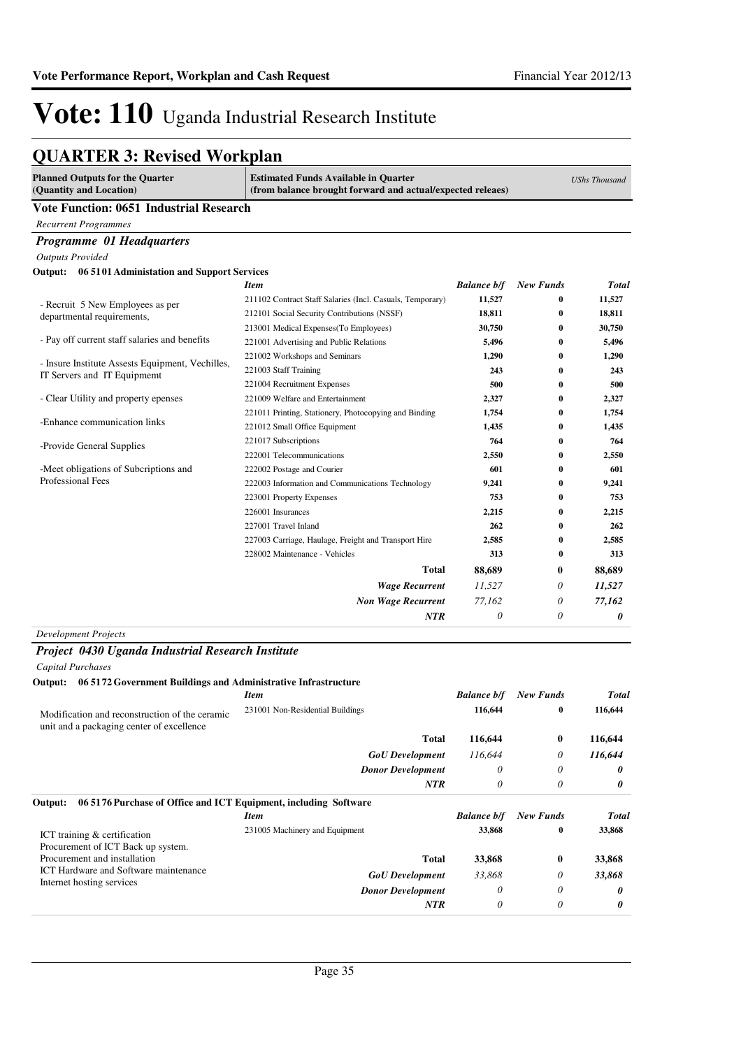# Vote: 110 Uganda Industrial Research Institute

## QUARTER 3: Revised Workplan

| Planned Outputs for the Quarter (Quantity and Location) | Estimated Funds Available in Quarter (from balance brought forward and actual/expected releaes) | | | *UShs Thousand* |
|---|---|---|---|---|

### Vote Function: 0651 Industrial Research

*Recurrent Programmes*

#### *Programme 01 Headquarters*

*Outputs Provided*

**Output: 06 5101 Administation and Support Services**

| | *Item* | *Balance b/f* | *New Funds* | *Total* |
|---|---|---|---|---|
| - Recruit 5 New Employees as per departmental requirements, | 211102 Contract Staff Salaries (Incl. Casuals, Temporary) | 11,527 | 0 | 11,527 |
| | 212101 Social Security Contributions (NSSF) | 18,811 | 0 | 18,811 |
| - Pay off current staff salaries and benefits | 213001 Medical Expenses(To Employees) | 30,750 | 0 | 30,750 |
| | 221001 Advertising and Public Relations | 5,496 | 0 | 5,496 |
| - Insure Institute Assests Equipment, Vechilles, IT Servers and IT Equipmemt | 221002 Workshops and Seminars | 1,290 | 0 | 1,290 |
| | 221003 Staff Training | 243 | 0 | 243 |
| - Clear Utility and property epenses | 221004 Recruitment Expenses | 500 | 0 | 500 |
| | 221009 Welfare and Entertainment | 2,327 | 0 | 2,327 |
| -Enhance communication links | 221011 Printing, Stationery, Photocopying and Binding | 1,754 | 0 | 1,754 |
| | 221012 Small Office Equipment | 1,435 | 0 | 1,435 |
| -Provide General Supplies | 221017 Subscriptions | 764 | 0 | 764 |
| | 222001 Telecommunications | 2,550 | 0 | 2,550 |
| -Meet obligations of Subcriptions and Professional Fees | 222002 Postage and Courier | 601 | 0 | 601 |
| | 222003 Information and Communications Technology | 9,241 | 0 | 9,241 |
| | 223001 Property Expenses | 753 | 0 | 753 |
| | 226001 Insurances | 2,215 | 0 | 2,215 |
| | 227001 Travel Inland | 262 | 0 | 262 |
| | 227003 Carriage, Haulage, Freight and Transport Hire | 2,585 | 0 | 2,585 |
| | 228002 Maintenance - Vehicles | 313 | 0 | 313 |
| | **Total** | **88,689** | **0** | **88,689** |
| | ***Wage Recurrent*** | *11,527* | *0* | ***11,527*** |
| | ***Non Wage Recurrent*** | *77,162* | *0* | ***77,162*** |
| | ***NTR*** | *0* | *0* | ***0*** |

*Development Projects*

#### *Project 0430 Uganda Industrial Research Institute*

*Capital Purchases*

**Output: 06 5172 Government Buildings and Administrative Infrastructure**

| | *Item* | *Balance b/f* | *New Funds* | *Total* |
|---|---|---|---|---|
| Modification and reconstruction of the ceramic unit and a packaging center of excellence | 231001 Non-Residential Buildings | 116,644 | 0 | 116,644 |
| | **Total** | **116,644** | **0** | **116,644** |
| | ***GoU Development*** | *116,644* | *0* | ***116,644*** |
| | ***Donor Development*** | *0* | *0* | ***0*** |
| | ***NTR*** | *0* | *0* | ***0*** |

**Output: 06 5176 Purchase of Office and ICT Equipment, including Software**

| | *Item* | *Balance b/f* | *New Funds* | *Total* |
|---|---|---|---|---|
| ICT training & certification<br>Procurement of ICT Back up system.<br>Procurement and installation<br>ICT Hardware and Software maintenance<br>Internet hosting services | 231005 Machinery and Equipment | 33,868 | 0 | 33,868 |
| | **Total** | **33,868** | **0** | **33,868** |
| | ***GoU Development*** | *33,868* | *0* | ***33,868*** |
| | ***Donor Development*** | *0* | *0* | ***0*** |
| | ***NTR*** | *0* | *0* | ***0*** |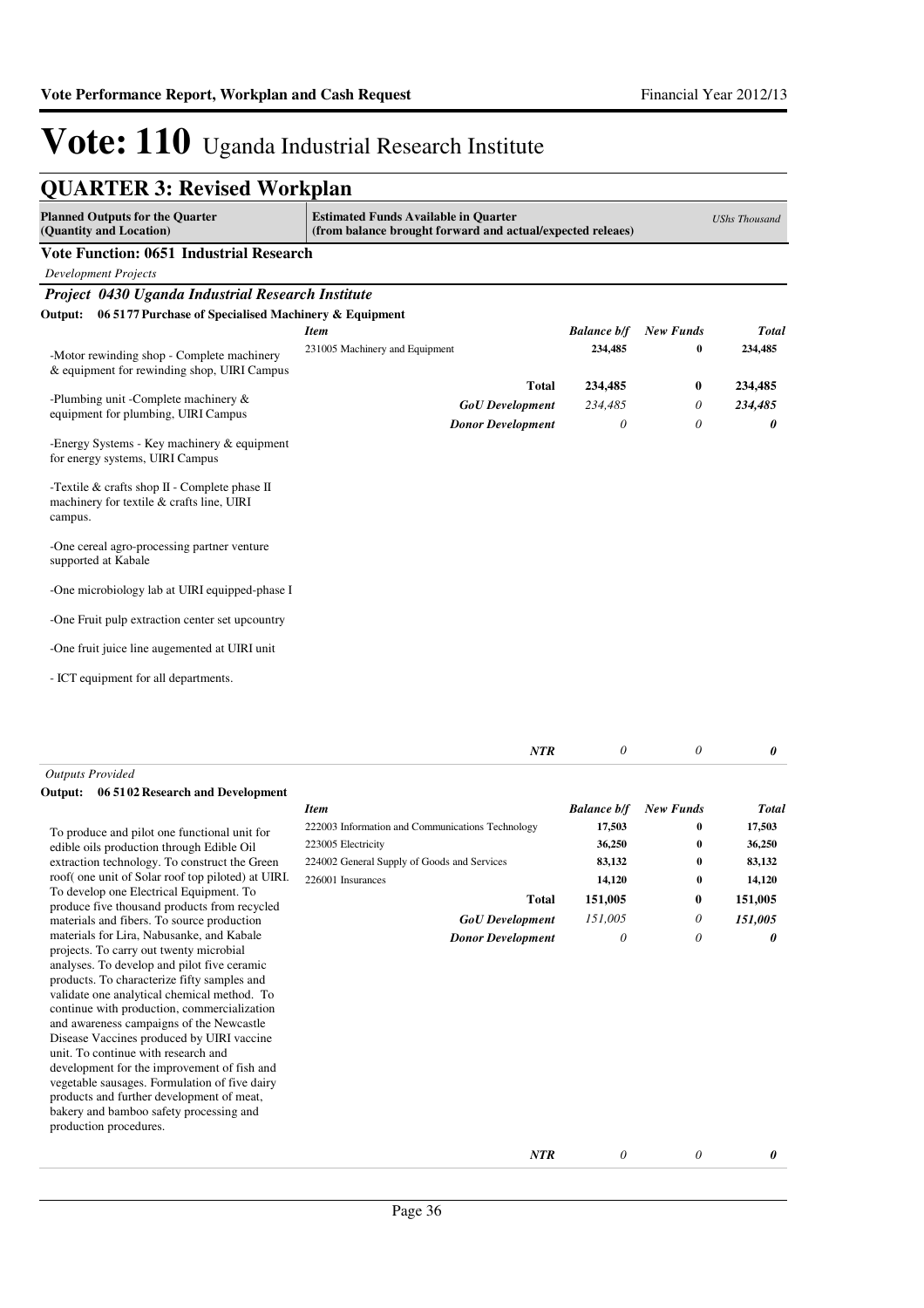# Vote: 110 Uganda Industrial Research Institute

## QUARTER 3: Revised Workplan

| Planned Outputs for the Quarter (Quantity and Location) | Estimated Funds Available in Quarter (from balance brought forward and actual/expected releaes) | | | *UShs Thousand* |
|---|---|---|---|---|

### Vote Function: 0651 Industrial Research

*Development Projects*

#### *Project 0430 Uganda Industrial Research Institute*

**Output: 06 5177 Purchase of Specialised Machinery & Equipment**

-Motor rewinding shop - Complete machinery & equipment for rewinding shop, UIRI Campus

-Plumbing unit -Complete machinery & equipment for plumbing, UIRI Campus

-Energy Systems - Key machinery & equipment for energy systems, UIRI Campus

-Textile & crafts shop II - Complete phase II machinery for textile & crafts line, UIRI campus.

-One cereal agro-processing partner venture supported at Kabale

-One microbiology lab at UIRI equipped-phase I

-One Fruit pulp extraction center set upcountry

-One fruit juice line augemented at UIRI unit

- ICT equipment for all departments.

| *Item* | *Balance b/f* | *New Funds* | *Total* |
|---|---|---|---|
| 231005 Machinery and Equipment | **234,485** | **0** | **234,485** |
| **Total** | **234,485** | **0** | **234,485** |
| ***GoU Development*** | *234,485* | *0* | ***234,485*** |
| ***Donor Development*** | *0* | *0* | ***0*** |
| ***NTR*** | *0* | *0* | ***0*** |

*Outputs Provided*

**Output: 06 5102 Research and Development**

To produce and pilot one functional unit for edible oils production through Edible Oil extraction technology. To construct the Green roof( one unit of Solar roof top piloted) at UIRI. To develop one Electrical Equipment. To produce five thousand products from recycled materials and fibers. To source production materials for Lira, Nabusanke, and Kabale projects. To carry out twenty microbial analyses. To develop and pilot five ceramic products. To characterize fifty samples and validate one analytical chemical method. To continue with production, commercialization and awareness campaigns of the Newcastle Disease Vaccines produced by UIRI vaccine unit. To continue with research and development for the improvement of fish and vegetable sausages. Formulation of five dairy products and further development of meat, bakery and bamboo safety processing and production procedures.

| *Item* | *Balance b/f* | *New Funds* | *Total* |
|---|---|---|---|
| 222003 Information and Communications Technology | **17,503** | **0** | **17,503** |
| 223005 Electricity | **36,250** | **0** | **36,250** |
| 224002 General Supply of Goods and Services | **83,132** | **0** | **83,132** |
| 226001 Insurances | **14,120** | **0** | **14,120** |
| **Total** | **151,005** | **0** | **151,005** |
| ***GoU Development*** | *151,005* | *0* | ***151,005*** |
| ***Donor Development*** | *0* | *0* | ***0*** |
| ***NTR*** | *0* | *0* | ***0*** |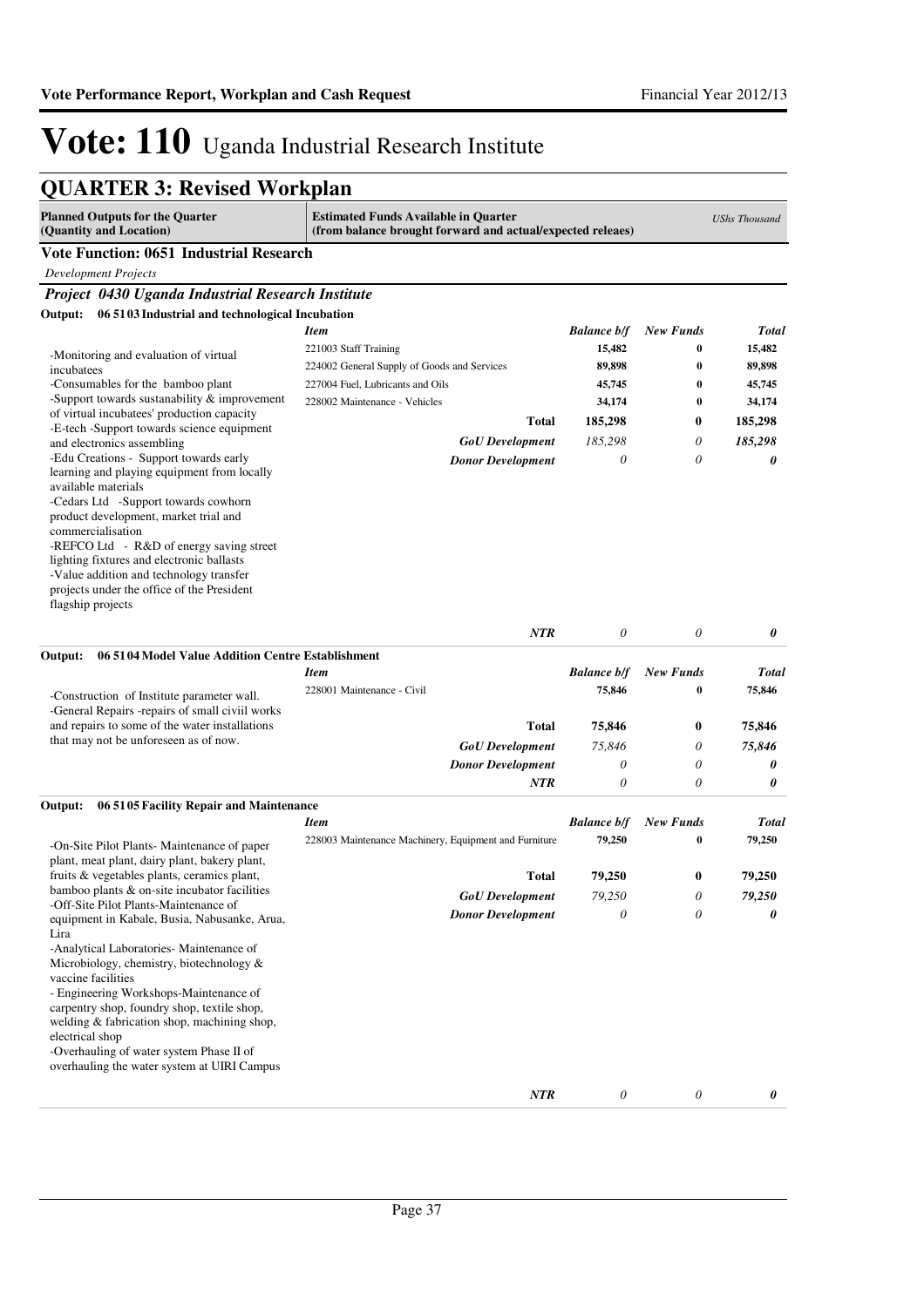# Vote: 110 Uganda Industrial Research Institute

## QUARTER 3: Revised Workplan

| Planned Outputs for the Quarter (Quantity and Location) | Estimated Funds Available in Quarter (from balance brought forward and actual/expected releaes) | | | UShs Thousand |
|---|---|---|---|---|

**Vote Function: 0651 Industrial Research**

*Development Projects*

***Project 0430 Uganda Industrial Research Institute***

**Output: 06 51 03 Industrial and technological Incubation**

| Planned Outputs | *Item* | *Balance b/f* | *New Funds* | *Total* |
|---|---|---|---|---|
| -Monitoring and evaluation of virtual incubatees<br>-Consumables for the bamboo plant<br>-Support towards sustanability & improvement of virtual incubatees' production capacity<br>-E-tech -Support towards science equipment and electronics assembling<br>-Edu Creations - Support towards early learning and playing equipment from locally available materials<br>-Cedars Ltd -Support towards cowhorn product development, market trial and commercialisation<br>-REFCO Ltd - R&D of energy saving street lighting fixtures and electronic ballasts<br>-Value addition and technology transfer projects under the office of the President flagship projects | 221003 Staff Training | 15,482 | 0 | 15,482 |
| | 224002 General Supply of Goods and Services | 89,898 | 0 | 89,898 |
| | 227004 Fuel, Lubricants and Oils | 45,745 | 0 | 45,745 |
| | 228002 Maintenance - Vehicles | 34,174 | 0 | 34,174 |
| | **Total** | **185,298** | **0** | **185,298** |
| | ***GoU Development*** | *185,298* | *0* | ***185,298*** |
| | ***Donor Development*** | *0* | *0* | ***0*** |
| | ***NTR*** | *0* | *0* | ***0*** |

**Output: 06 51 04 Model Value Addition Centre Establishment**

| Planned Outputs | *Item* | *Balance b/f* | *New Funds* | *Total* |
|---|---|---|---|---|
| -Construction of Institute parameter wall.<br>-General Repairs -repairs of small civiil works and repairs to some of the water installations that may not be unforeseen as of now. | 228001 Maintenance - Civil | 75,846 | 0 | 75,846 |
| | **Total** | **75,846** | **0** | **75,846** |
| | ***GoU Development*** | *75,846* | *0* | ***75,846*** |
| | ***Donor Development*** | *0* | *0* | ***0*** |
| | ***NTR*** | *0* | *0* | ***0*** |

**Output: 06 51 05 Facility Repair and Maintenance**

| Planned Outputs | *Item* | *Balance b/f* | *New Funds* | *Total* |
|---|---|---|---|---|
| -On-Site Pilot Plants- Maintenance of paper plant, meat plant, dairy plant, bakery plant, fruits & vegetables plants, ceramics plant, bamboo plants & on-site incubator facilities<br>-Off-Site Pilot Plants-Maintenance of equipment in Kabale, Busia, Nabusanke, Arua, Lira<br>-Analytical Laboratories- Maintenance of Microbiology, chemistry, biotechnology & vaccine facilities<br>- Engineering Workshops-Maintenance of carpentry shop, foundry shop, textile shop, welding & fabrication shop, machining shop, electrical shop<br>-Overhauling of water system Phase II of overhauling the water system at UIRI Campus | 228003 Maintenance Machinery, Equipment and Furniture | 79,250 | 0 | 79,250 |
| | **Total** | **79,250** | **0** | **79,250** |
| | ***GoU Development*** | *79,250* | *0* | ***79,250*** |
| | ***Donor Development*** | *0* | *0* | ***0*** |
| | ***NTR*** | *0* | *0* | ***0*** |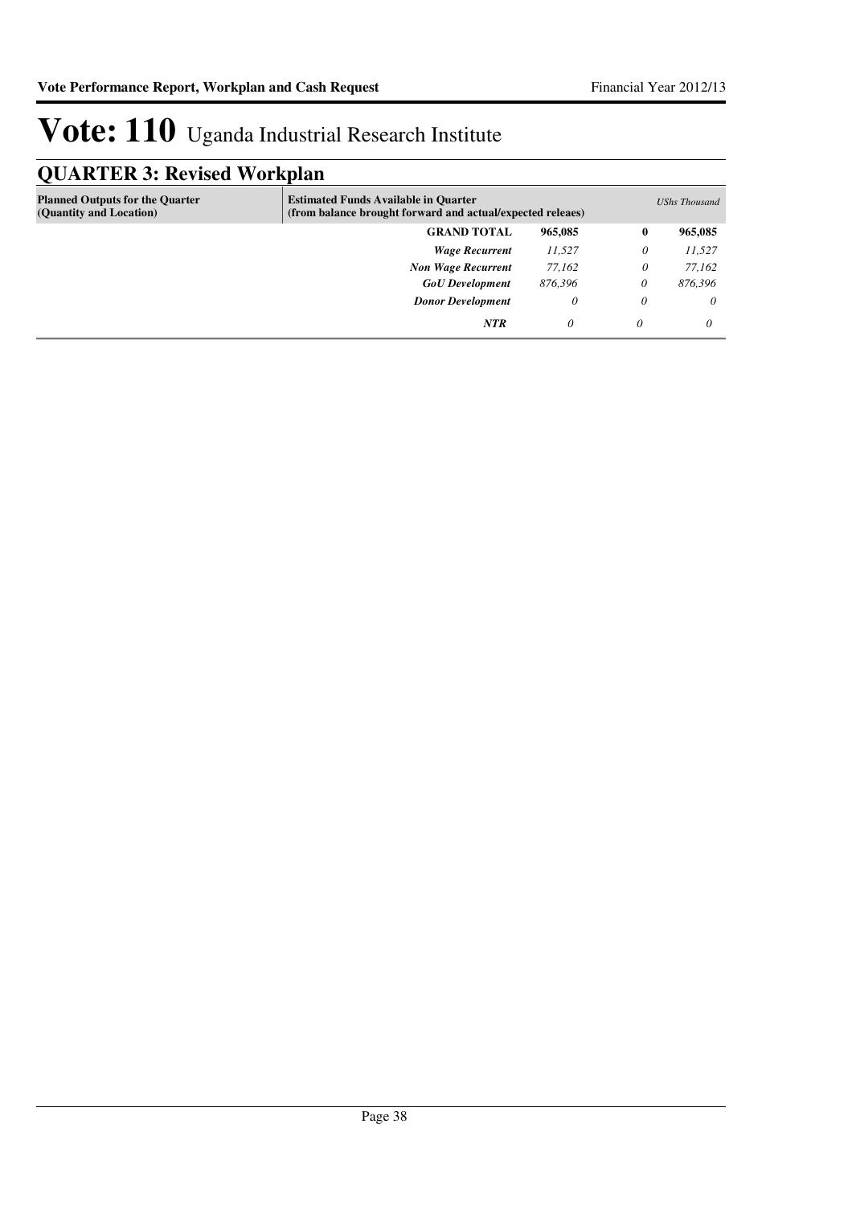# Vote: 110 Uganda Industrial Research Institute

## QUARTER 3: Revised Workplan

| Planned Outputs for the Quarter (Quantity and Location) | Estimated Funds Available in Quarter (from balance brought forward and actual/expected releaes) | | | *UShs Thousand* |
|---|---|---|---|---|
| | **GRAND TOTAL** | **965,085** | **0** | **965,085** |
| | ***Wage Recurrent*** | *11,527* | *0* | *11,527* |
| | ***Non Wage Recurrent*** | *77,162* | *0* | *77,162* |
| | ***GoU Development*** | *876,396* | *0* | *876,396* |
| | ***Donor Development*** | *0* | *0* | *0* |
| | ***NTR*** | *0* | *0* | *0* |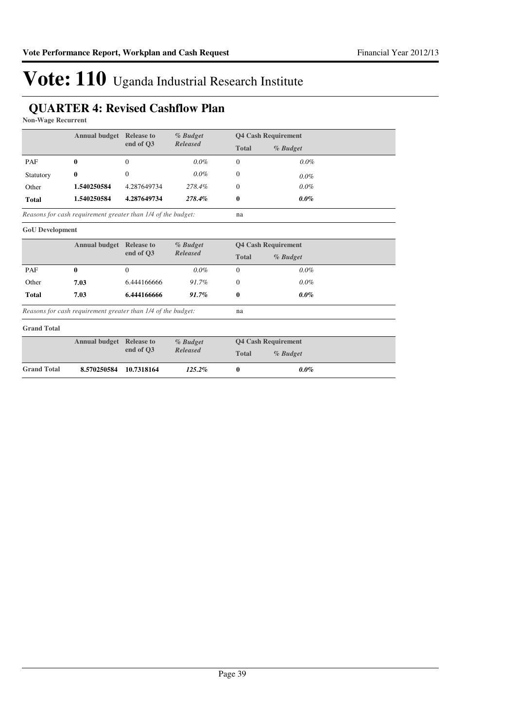# Vote: 110 Uganda Industrial Research Institute

## QUARTER 4: Revised Cashflow Plan

**Non-Wage Recurrent**

| | Annual budget | Release to end of Q3 | *% Budget Released* | Q4 Cash Requirement | |
|---|---|---|---|---|---|
| | | | | **Total** | *% Budget* |
| PAF | **0** | 0 | *0.0%* | 0 | *0.0%* |
| Statutory | **0** | 0 | *0.0%* | 0 | *0.0%* |
| Other | **1.540250584** | 4.287649734 | *278.4%* | 0 | *0.0%* |
| **Total** | **1.540250584** | **4.287649734** | ***278.4%*** | **0** | ***0.0%*** |

*Reasons for cash requirement greater than 1/4 of the budget:* na

**GoU Development**

| | Annual budget | Release to end of Q3 | *% Budget Released* | Q4 Cash Requirement | |
|---|---|---|---|---|---|
| | | | | **Total** | *% Budget* |
| PAF | **0** | 0 | *0.0%* | 0 | *0.0%* |
| Other | **7.03** | 6.444166666 | *91.7%* | 0 | *0.0%* |
| **Total** | **7.03** | **6.444166666** | ***91.7%*** | **0** | ***0.0%*** |

*Reasons for cash requirement greater than 1/4 of the budget:* na

**Grand Total**

| | Annual budget | Release to end of Q3 | *% Budget Released* | Q4 Cash Requirement | |
|---|---|---|---|---|---|
| | | | | **Total** | *% Budget* |
| **Grand Total** | **8.570250584** | **10.7318164** | ***125.2%*** | **0** | ***0.0%*** |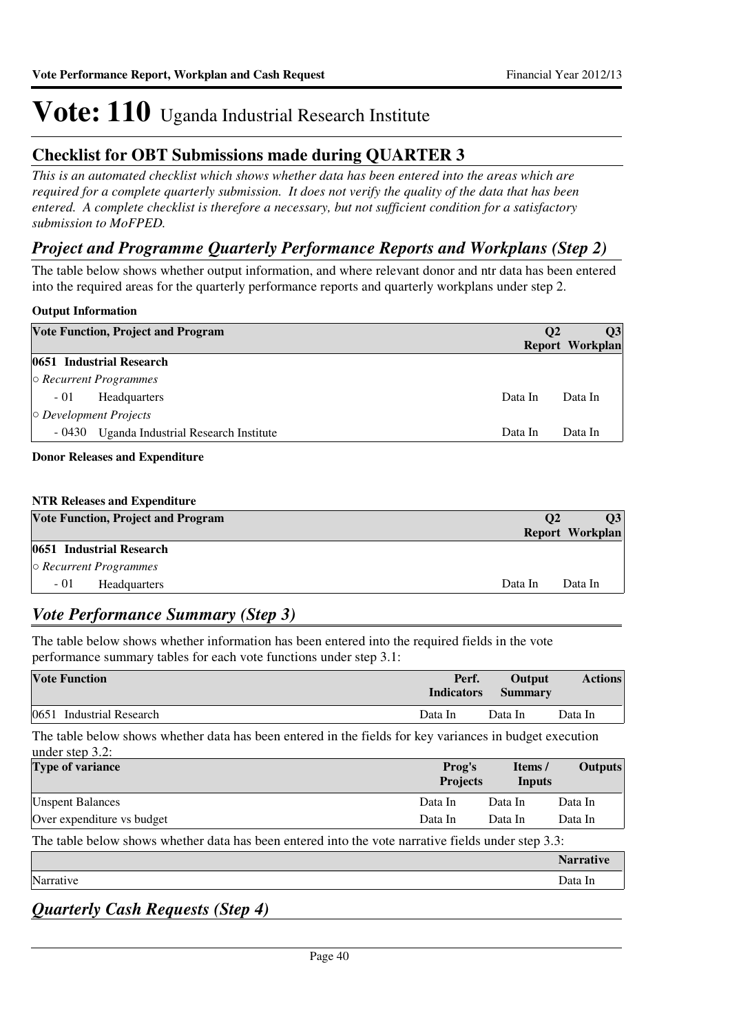# Vote: 110 Uganda Industrial Research Institute

## Checklist for OBT Submissions made during QUARTER 3

*This is an automated checklist which shows whether data has been entered into the areas which are required for a complete quarterly submission. It does not verify the quality of the data that has been entered. A complete checklist is therefore a necessary, but not sufficient condition for a satisfactory submission to MoFPED.*

### *Project and Programme Quarterly Performance Reports and Workplans (Step 2)*

The table below shows whether output information, and where relevant donor and ntr data has been entered into the required areas for the quarterly performance reports and quarterly workplans under step 2.

**Output Information**

| Vote Function, Project and Program | Q2 Report | Q3 Workplan |
|---|---|---|
| **0651 Industrial Research** | | |
| ○ *Recurrent Programmes* | | |
| - 01 Headquarters | Data In | Data In |
| ○ *Development Projects* | | |
| - 0430 Uganda Industrial Research Institute | Data In | Data In |

**Donor Releases and Expenditure**

**NTR Releases and Expenditure**

| Vote Function, Project and Program | Q2 Report | Q3 Workplan |
|---|---|---|
| **0651 Industrial Research** | | |
| ○ *Recurrent Programmes* | | |
| - 01 Headquarters | Data In | Data In |

### *Vote Performance Summary (Step 3)*

The table below shows whether information has been entered into the required fields in the vote performance summary tables for each vote functions under step 3.1:

| Vote Function | Perf. Indicators | Output Summary | Actions |
|---|---|---|---|
| 0651 Industrial Research | Data In | Data In | Data In |

The table below shows whether data has been entered in the fields for key variances in budget execution under step 3.2:

| Type of variance | Prog's Projects | Items / Inputs | Outputs |
|---|---|---|---|
| Unspent Balances | Data In | Data In | Data In |
| Over expenditure vs budget | Data In | Data In | Data In |

The table below shows whether data has been entered into the vote narrative fields under step 3.3:

| | Narrative |
|---|---|
| Narrative | Data In |

### *Quarterly Cash Requests (Step 4)*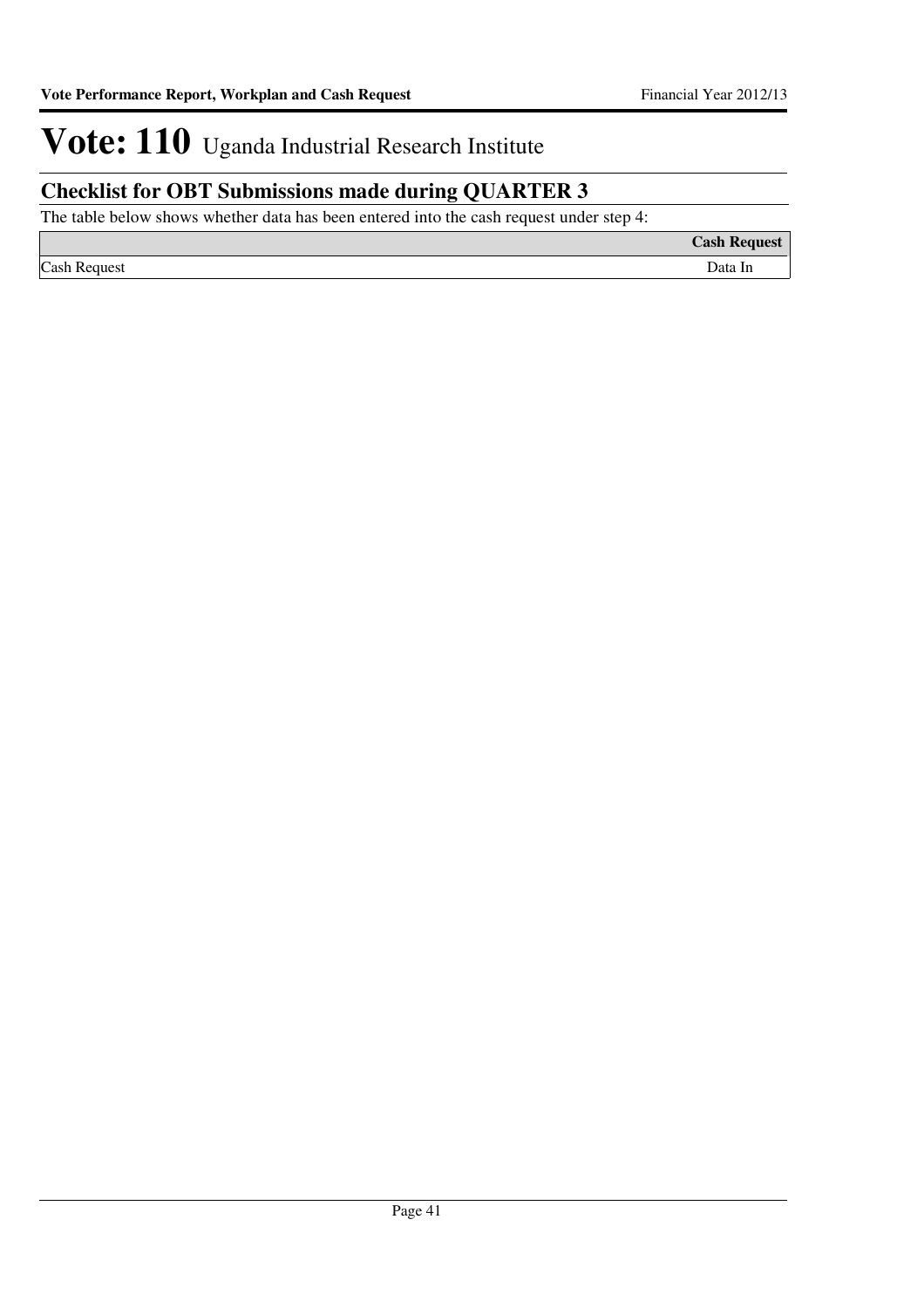# Vote: 110 Uganda Industrial Research Institute

## Checklist for OBT Submissions made during QUARTER 3

The table below shows whether data has been entered into the cash request under step 4:

| | Cash Request |
|---|---|
| Cash Request | Data In |